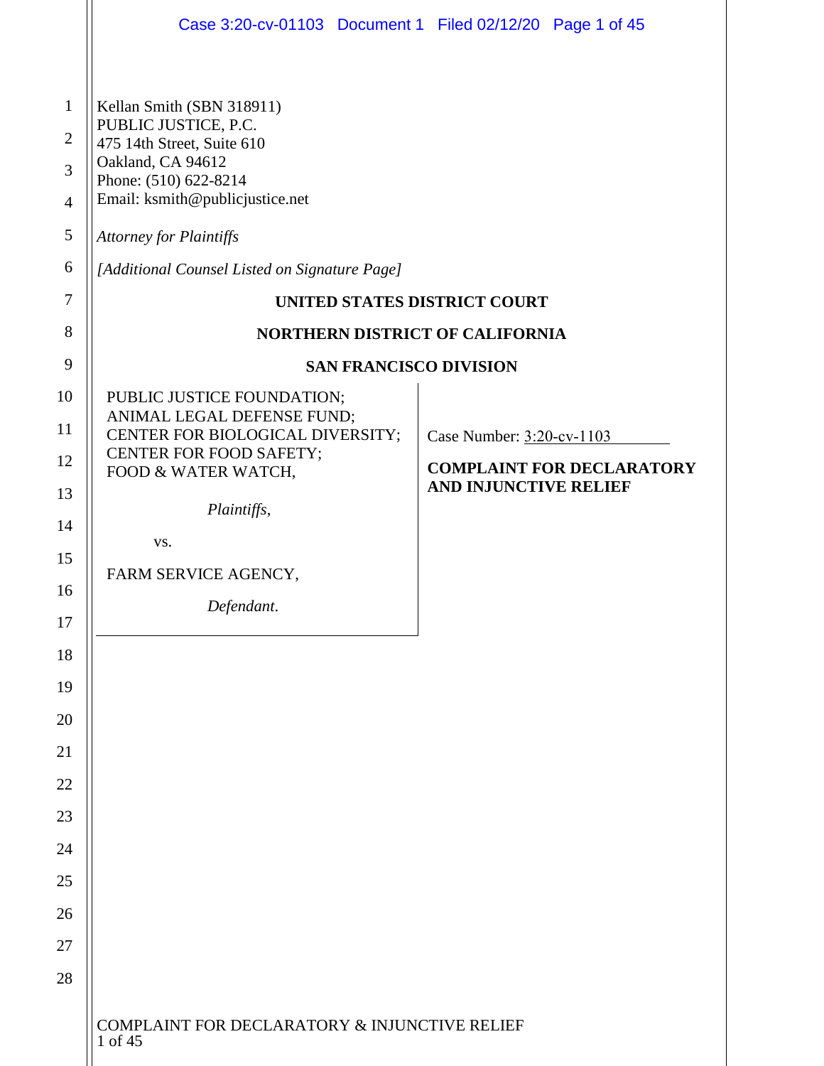Kellan Smith (SBN 318911)
PUBLIC JUSTICE, P.C.
475 14th Street, Suite 610
Oakland, CA 94612
Phone: (510) 622-8214
Email: ksmith@publicjustice.net

*Attorney for Plaintiffs*

*[Additional Counsel Listed on Signature Page]*

**UNITED STATES DISTRICT COURT**

**NORTHERN DISTRICT OF CALIFORNIA**

**SAN FRANCISCO DIVISION**

PUBLIC JUSTICE FOUNDATION;
ANIMAL LEGAL DEFENSE FUND;
CENTER FOR BIOLOGICAL DIVERSITY;
CENTER FOR FOOD SAFETY;
FOOD & WATER WATCH,

*Plaintiffs*,

vs.

FARM SERVICE AGENCY,

*Defendant*.

Case Number: 3:20-cv-1103

**COMPLAINT FOR DECLARATORY AND INJUNCTIVE RELIEF**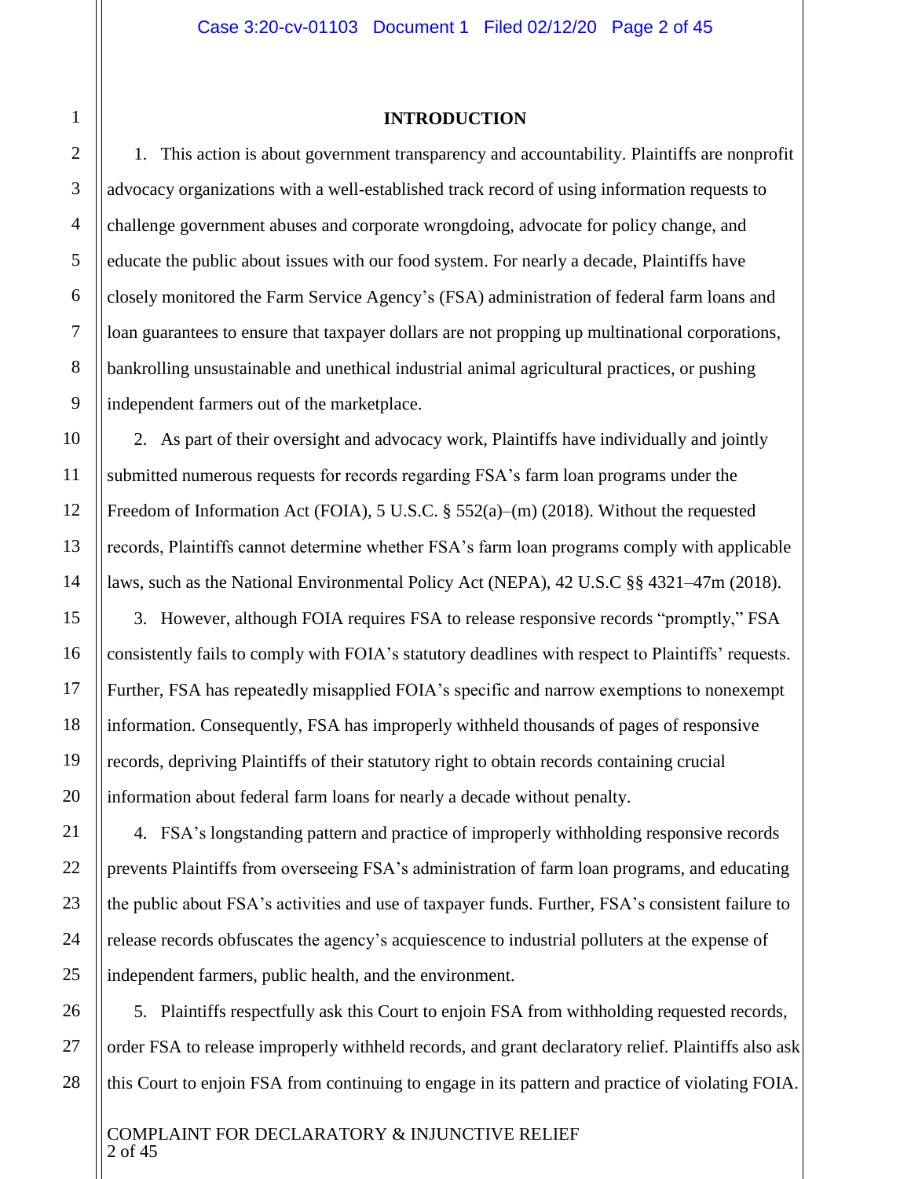## INTRODUCTION

1. This action is about government transparency and accountability. Plaintiffs are nonprofit advocacy organizations with a well-established track record of using information requests to challenge government abuses and corporate wrongdoing, advocate for policy change, and educate the public about issues with our food system. For nearly a decade, Plaintiffs have closely monitored the Farm Service Agency's (FSA) administration of federal farm loans and loan guarantees to ensure that taxpayer dollars are not propping up multinational corporations, bankrolling unsustainable and unethical industrial animal agricultural practices, or pushing independent farmers out of the marketplace.

2. As part of their oversight and advocacy work, Plaintiffs have individually and jointly submitted numerous requests for records regarding FSA's farm loan programs under the Freedom of Information Act (FOIA), 5 U.S.C. § 552(a)–(m) (2018). Without the requested records, Plaintiffs cannot determine whether FSA's farm loan programs comply with applicable laws, such as the National Environmental Policy Act (NEPA), 42 U.S.C §§ 4321–47m (2018).

3. However, although FOIA requires FSA to release responsive records "promptly," FSA consistently fails to comply with FOIA's statutory deadlines with respect to Plaintiffs' requests. Further, FSA has repeatedly misapplied FOIA's specific and narrow exemptions to nonexempt information. Consequently, FSA has improperly withheld thousands of pages of responsive records, depriving Plaintiffs of their statutory right to obtain records containing crucial information about federal farm loans for nearly a decade without penalty.

4. FSA's longstanding pattern and practice of improperly withholding responsive records prevents Plaintiffs from overseeing FSA's administration of farm loan programs, and educating the public about FSA's activities and use of taxpayer funds. Further, FSA's consistent failure to release records obfuscates the agency's acquiescence to industrial polluters at the expense of independent farmers, public health, and the environment.

5. Plaintiffs respectfully ask this Court to enjoin FSA from withholding requested records, order FSA to release improperly withheld records, and grant declaratory relief. Plaintiffs also ask this Court to enjoin FSA from continuing to engage in its pattern and practice of violating FOIA.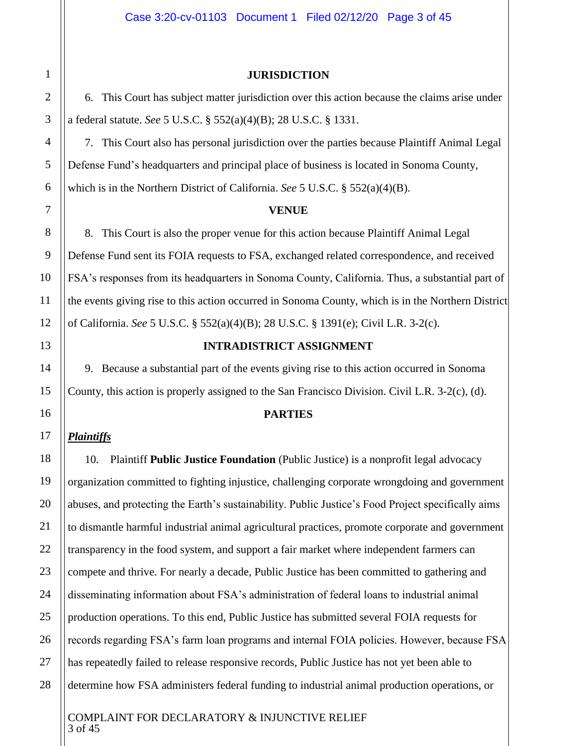## JURISDICTION

6. This Court has subject matter jurisdiction over this action because the claims arise under a federal statute. *See* 5 U.S.C. § 552(a)(4)(B); 28 U.S.C. § 1331.

7. This Court also has personal jurisdiction over the parties because Plaintiff Animal Legal Defense Fund's headquarters and principal place of business is located in Sonoma County, which is in the Northern District of California. *See* 5 U.S.C. § 552(a)(4)(B).

## VENUE

8. This Court is also the proper venue for this action because Plaintiff Animal Legal Defense Fund sent its FOIA requests to FSA, exchanged related correspondence, and received FSA's responses from its headquarters in Sonoma County, California. Thus, a substantial part of the events giving rise to this action occurred in Sonoma County, which is in the Northern District of California. *See* 5 U.S.C. § 552(a)(4)(B); 28 U.S.C. § 1391(e); Civil L.R. 3-2(c).

## INTRADISTRICT ASSIGNMENT

9. Because a substantial part of the events giving rise to this action occurred in Sonoma County, this action is properly assigned to the San Francisco Division. Civil L.R. 3-2(c), (d).

## PARTIES

***Plaintiffs***

10. Plaintiff **Public Justice Foundation** (Public Justice) is a nonprofit legal advocacy organization committed to fighting injustice, challenging corporate wrongdoing and government abuses, and protecting the Earth's sustainability. Public Justice's Food Project specifically aims to dismantle harmful industrial animal agricultural practices, promote corporate and government transparency in the food system, and support a fair market where independent farmers can compete and thrive. For nearly a decade, Public Justice has been committed to gathering and disseminating information about FSA's administration of federal loans to industrial animal production operations. To this end, Public Justice has submitted several FOIA requests for records regarding FSA's farm loan programs and internal FOIA policies. However, because FSA has repeatedly failed to release responsive records, Public Justice has not yet been able to determine how FSA administers federal funding to industrial animal production operations, or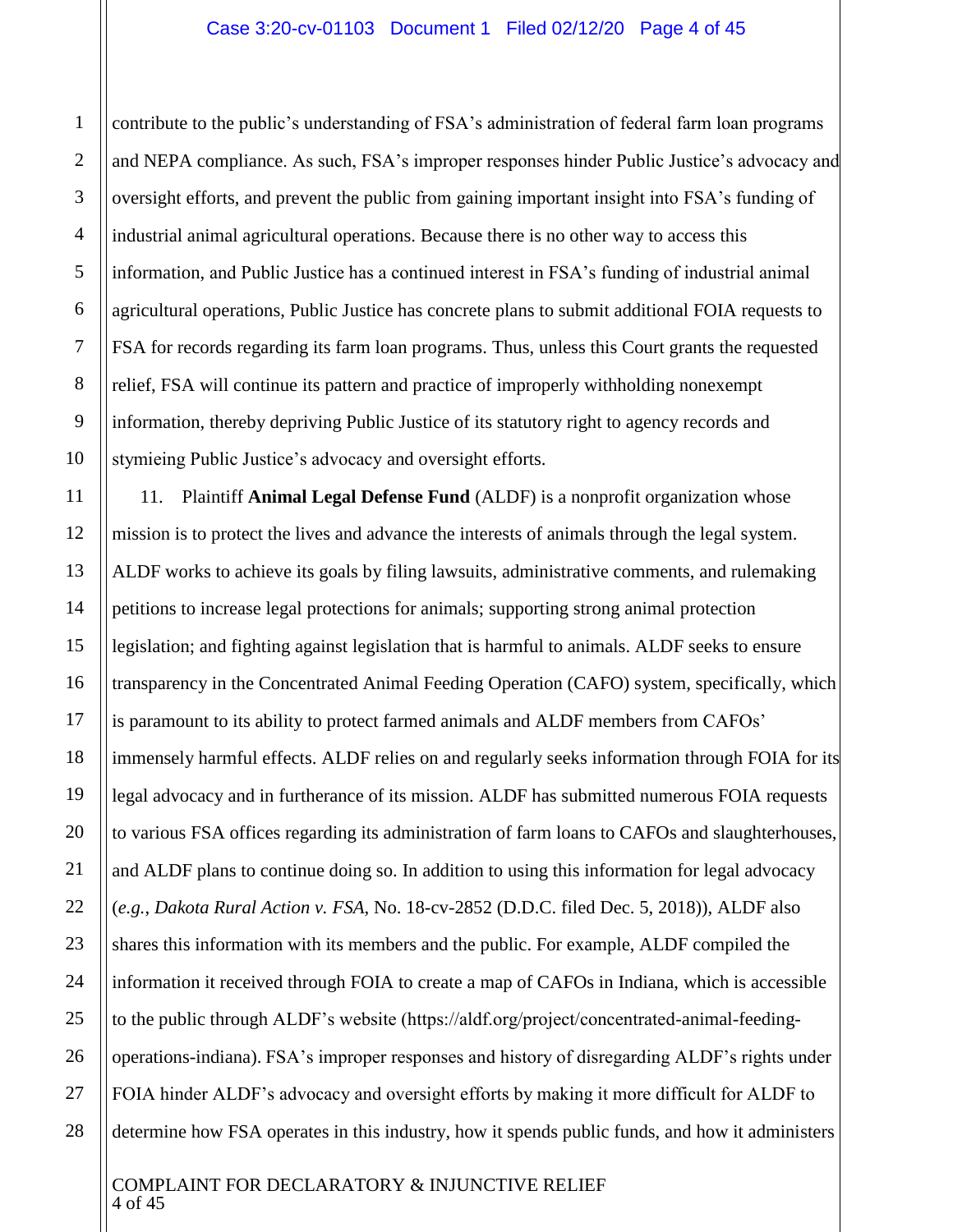contribute to the public's understanding of FSA's administration of federal farm loan programs and NEPA compliance. As such, FSA's improper responses hinder Public Justice's advocacy and oversight efforts, and prevent the public from gaining important insight into FSA's funding of industrial animal agricultural operations. Because there is no other way to access this information, and Public Justice has a continued interest in FSA's funding of industrial animal agricultural operations, Public Justice has concrete plans to submit additional FOIA requests to FSA for records regarding its farm loan programs. Thus, unless this Court grants the requested relief, FSA will continue its pattern and practice of improperly withholding nonexempt information, thereby depriving Public Justice of its statutory right to agency records and stymieing Public Justice's advocacy and oversight efforts.

11. Plaintiff **Animal Legal Defense Fund** (ALDF) is a nonprofit organization whose mission is to protect the lives and advance the interests of animals through the legal system. ALDF works to achieve its goals by filing lawsuits, administrative comments, and rulemaking petitions to increase legal protections for animals; supporting strong animal protection legislation; and fighting against legislation that is harmful to animals. ALDF seeks to ensure transparency in the Concentrated Animal Feeding Operation (CAFO) system, specifically, which is paramount to its ability to protect farmed animals and ALDF members from CAFOs' immensely harmful effects. ALDF relies on and regularly seeks information through FOIA for its legal advocacy and in furtherance of its mission. ALDF has submitted numerous FOIA requests to various FSA offices regarding its administration of farm loans to CAFOs and slaughterhouses, and ALDF plans to continue doing so. In addition to using this information for legal advocacy (*e.g.*, *Dakota Rural Action v. FSA*, No. 18-cv-2852 (D.D.C. filed Dec. 5, 2018)), ALDF also shares this information with its members and the public. For example, ALDF compiled the information it received through FOIA to create a map of CAFOs in Indiana, which is accessible to the public through ALDF's website (https://aldf.org/project/concentrated-animal-feeding-operations-indiana). FSA's improper responses and history of disregarding ALDF's rights under FOIA hinder ALDF's advocacy and oversight efforts by making it more difficult for ALDF to determine how FSA operates in this industry, how it spends public funds, and how it administers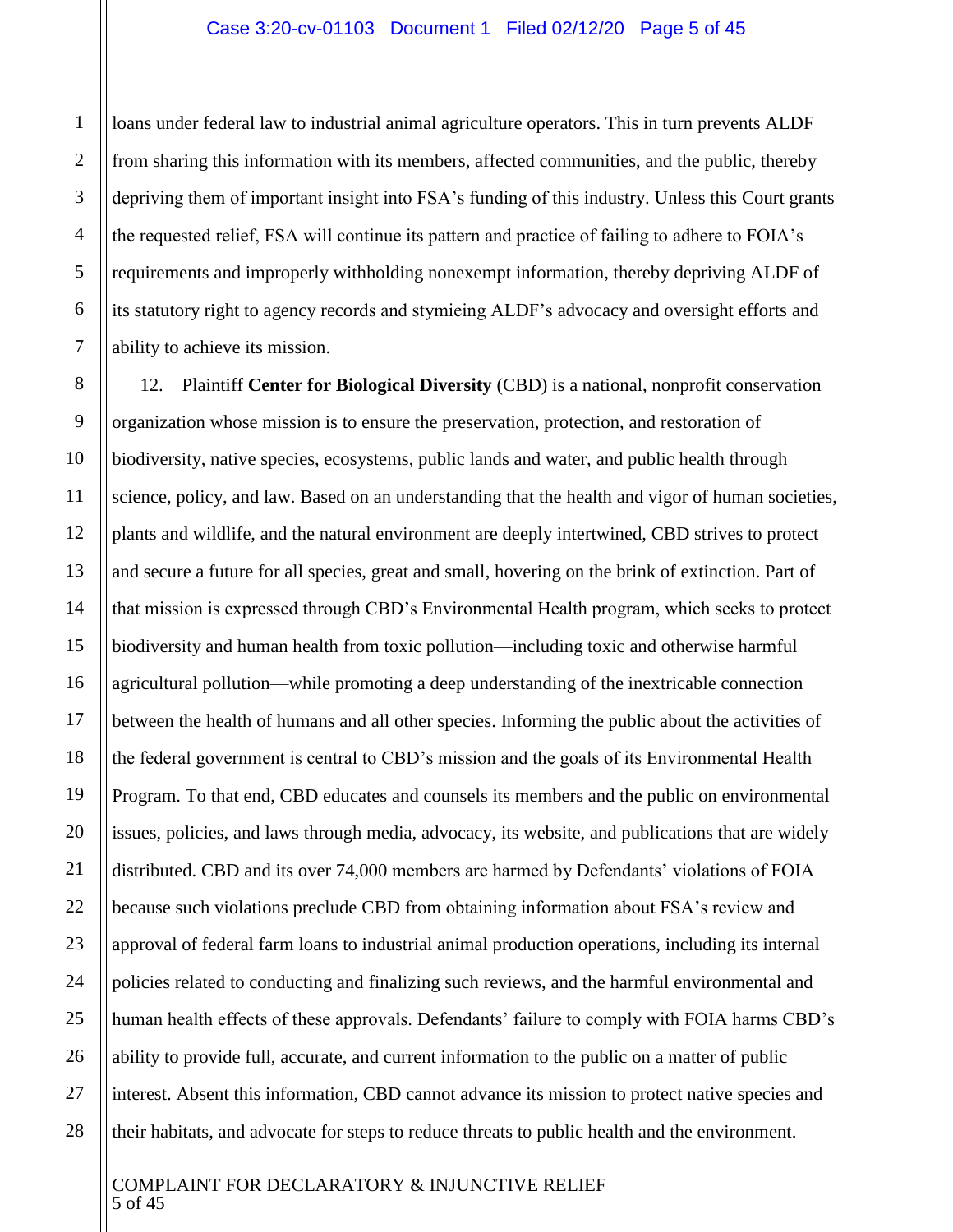loans under federal law to industrial animal agriculture operators. This in turn prevents ALDF from sharing this information with its members, affected communities, and the public, thereby depriving them of important insight into FSA's funding of this industry. Unless this Court grants the requested relief, FSA will continue its pattern and practice of failing to adhere to FOIA's requirements and improperly withholding nonexempt information, thereby depriving ALDF of its statutory right to agency records and stymieing ALDF's advocacy and oversight efforts and ability to achieve its mission.

12. Plaintiff **Center for Biological Diversity** (CBD) is a national, nonprofit conservation organization whose mission is to ensure the preservation, protection, and restoration of biodiversity, native species, ecosystems, public lands and water, and public health through science, policy, and law. Based on an understanding that the health and vigor of human societies, plants and wildlife, and the natural environment are deeply intertwined, CBD strives to protect and secure a future for all species, great and small, hovering on the brink of extinction. Part of that mission is expressed through CBD's Environmental Health program, which seeks to protect biodiversity and human health from toxic pollution—including toxic and otherwise harmful agricultural pollution—while promoting a deep understanding of the inextricable connection between the health of humans and all other species. Informing the public about the activities of the federal government is central to CBD's mission and the goals of its Environmental Health Program. To that end, CBD educates and counsels its members and the public on environmental issues, policies, and laws through media, advocacy, its website, and publications that are widely distributed. CBD and its over 74,000 members are harmed by Defendants' violations of FOIA because such violations preclude CBD from obtaining information about FSA's review and approval of federal farm loans to industrial animal production operations, including its internal policies related to conducting and finalizing such reviews, and the harmful environmental and human health effects of these approvals. Defendants' failure to comply with FOIA harms CBD's ability to provide full, accurate, and current information to the public on a matter of public interest. Absent this information, CBD cannot advance its mission to protect native species and their habitats, and advocate for steps to reduce threats to public health and the environment.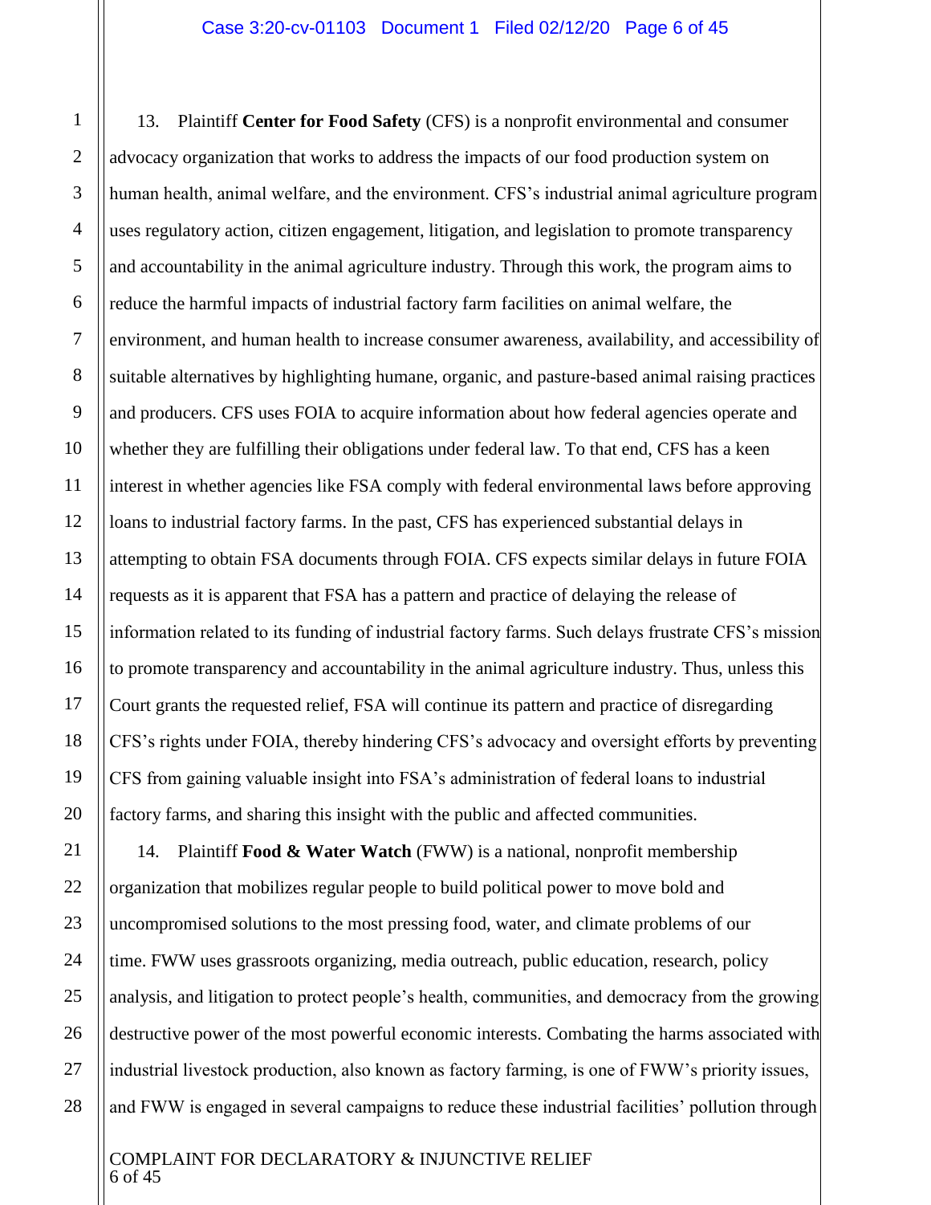13. Plaintiff **Center for Food Safety** (CFS) is a nonprofit environmental and consumer advocacy organization that works to address the impacts of our food production system on human health, animal welfare, and the environment. CFS's industrial animal agriculture program uses regulatory action, citizen engagement, litigation, and legislation to promote transparency and accountability in the animal agriculture industry. Through this work, the program aims to reduce the harmful impacts of industrial factory farm facilities on animal welfare, the environment, and human health to increase consumer awareness, availability, and accessibility of suitable alternatives by highlighting humane, organic, and pasture-based animal raising practices and producers. CFS uses FOIA to acquire information about how federal agencies operate and whether they are fulfilling their obligations under federal law. To that end, CFS has a keen interest in whether agencies like FSA comply with federal environmental laws before approving loans to industrial factory farms. In the past, CFS has experienced substantial delays in attempting to obtain FSA documents through FOIA. CFS expects similar delays in future FOIA requests as it is apparent that FSA has a pattern and practice of delaying the release of information related to its funding of industrial factory farms. Such delays frustrate CFS's mission to promote transparency and accountability in the animal agriculture industry. Thus, unless this Court grants the requested relief, FSA will continue its pattern and practice of disregarding CFS's rights under FOIA, thereby hindering CFS's advocacy and oversight efforts by preventing CFS from gaining valuable insight into FSA's administration of federal loans to industrial factory farms, and sharing this insight with the public and affected communities.

14. Plaintiff **Food & Water Watch** (FWW) is a national, nonprofit membership organization that mobilizes regular people to build political power to move bold and uncompromised solutions to the most pressing food, water, and climate problems of our time. FWW uses grassroots organizing, media outreach, public education, research, policy analysis, and litigation to protect people's health, communities, and democracy from the growing destructive power of the most powerful economic interests. Combating the harms associated with industrial livestock production, also known as factory farming, is one of FWW's priority issues, and FWW is engaged in several campaigns to reduce these industrial facilities' pollution through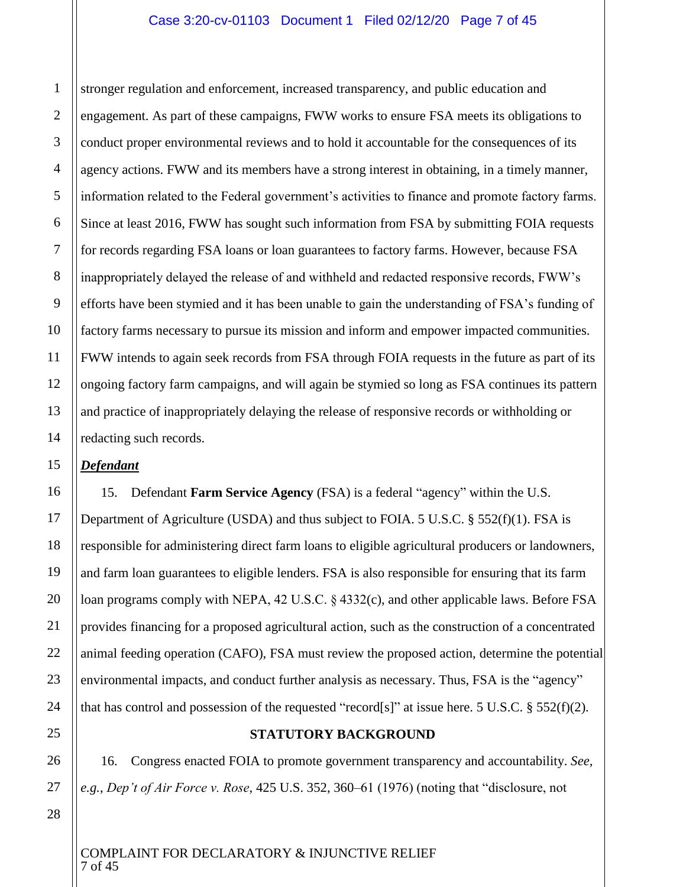stronger regulation and enforcement, increased transparency, and public education and engagement. As part of these campaigns, FWW works to ensure FSA meets its obligations to conduct proper environmental reviews and to hold it accountable for the consequences of its agency actions. FWW and its members have a strong interest in obtaining, in a timely manner, information related to the Federal government's activities to finance and promote factory farms. Since at least 2016, FWW has sought such information from FSA by submitting FOIA requests for records regarding FSA loans or loan guarantees to factory farms. However, because FSA inappropriately delayed the release of and withheld and redacted responsive records, FWW's efforts have been stymied and it has been unable to gain the understanding of FSA's funding of factory farms necessary to pursue its mission and inform and empower impacted communities. FWW intends to again seek records from FSA through FOIA requests in the future as part of its ongoing factory farm campaigns, and will again be stymied so long as FSA continues its pattern and practice of inappropriately delaying the release of responsive records or withholding or redacting such records.

***Defendant***

15. Defendant **Farm Service Agency** (FSA) is a federal "agency" within the U.S. Department of Agriculture (USDA) and thus subject to FOIA. 5 U.S.C. § 552(f)(1). FSA is responsible for administering direct farm loans to eligible agricultural producers or landowners, and farm loan guarantees to eligible lenders. FSA is also responsible for ensuring that its farm loan programs comply with NEPA, 42 U.S.C. § 4332(c), and other applicable laws. Before FSA provides financing for a proposed agricultural action, such as the construction of a concentrated animal feeding operation (CAFO), FSA must review the proposed action, determine the potential environmental impacts, and conduct further analysis as necessary. Thus, FSA is the "agency" that has control and possession of the requested "record[s]" at issue here. 5 U.S.C. § 552(f)(2).

**STATUTORY BACKGROUND**

16. Congress enacted FOIA to promote government transparency and accountability. *See, e.g.*, *Dep't of Air Force v. Rose*, 425 U.S. 352, 360–61 (1976) (noting that "disclosure, not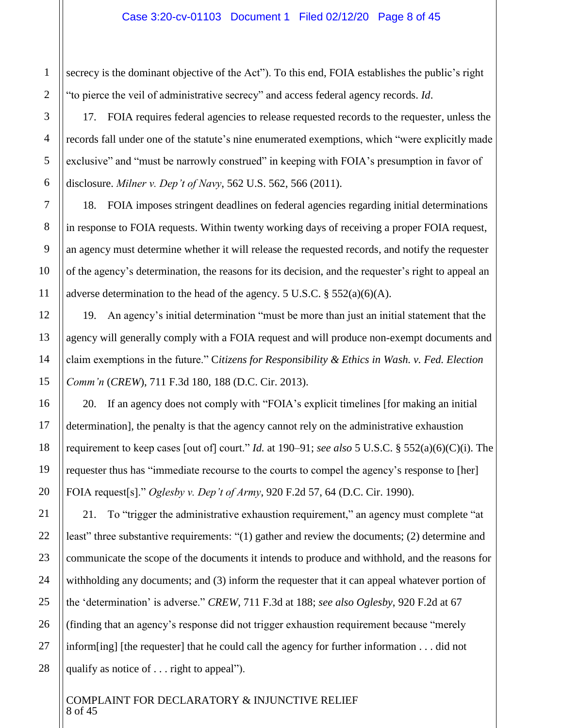secrecy is the dominant objective of the Act"). To this end, FOIA establishes the public's right "to pierce the veil of administrative secrecy" and access federal agency records. *Id*.

17. FOIA requires federal agencies to release requested records to the requester, unless the records fall under one of the statute's nine enumerated exemptions, which "were explicitly made exclusive" and "must be narrowly construed" in keeping with FOIA's presumption in favor of disclosure. *Milner v. Dep't of Navy*, 562 U.S. 562, 566 (2011).

18. FOIA imposes stringent deadlines on federal agencies regarding initial determinations in response to FOIA requests. Within twenty working days of receiving a proper FOIA request, an agency must determine whether it will release the requested records, and notify the requester of the agency's determination, the reasons for its decision, and the requester's right to appeal an adverse determination to the head of the agency. 5 U.S.C. § 552(a)(6)(A).

19. An agency's initial determination "must be more than just an initial statement that the agency will generally comply with a FOIA request and will produce non-exempt documents and claim exemptions in the future." C*itizens for Responsibility & Ethics in Wash. v. Fed. Election Comm'n* (*CREW*), 711 F.3d 180, 188 (D.C. Cir. 2013).

20. If an agency does not comply with "FOIA's explicit timelines [for making an initial determination], the penalty is that the agency cannot rely on the administrative exhaustion requirement to keep cases [out of] court." *Id.* at 190–91; *see also* 5 U.S.C. § 552(a)(6)(C)(i). The requester thus has "immediate recourse to the courts to compel the agency's response to [her] FOIA request[s]." *Oglesby v. Dep't of Army*, 920 F.2d 57, 64 (D.C. Cir. 1990).

21. To "trigger the administrative exhaustion requirement," an agency must complete "at least" three substantive requirements: "(1) gather and review the documents; (2) determine and communicate the scope of the documents it intends to produce and withhold, and the reasons for withholding any documents; and (3) inform the requester that it can appeal whatever portion of the 'determination' is adverse." *CREW*, 711 F.3d at 188; *see also Oglesby*, 920 F.2d at 67 (finding that an agency's response did not trigger exhaustion requirement because "merely inform[ing] [the requester] that he could call the agency for further information . . . did not qualify as notice of . . . right to appeal").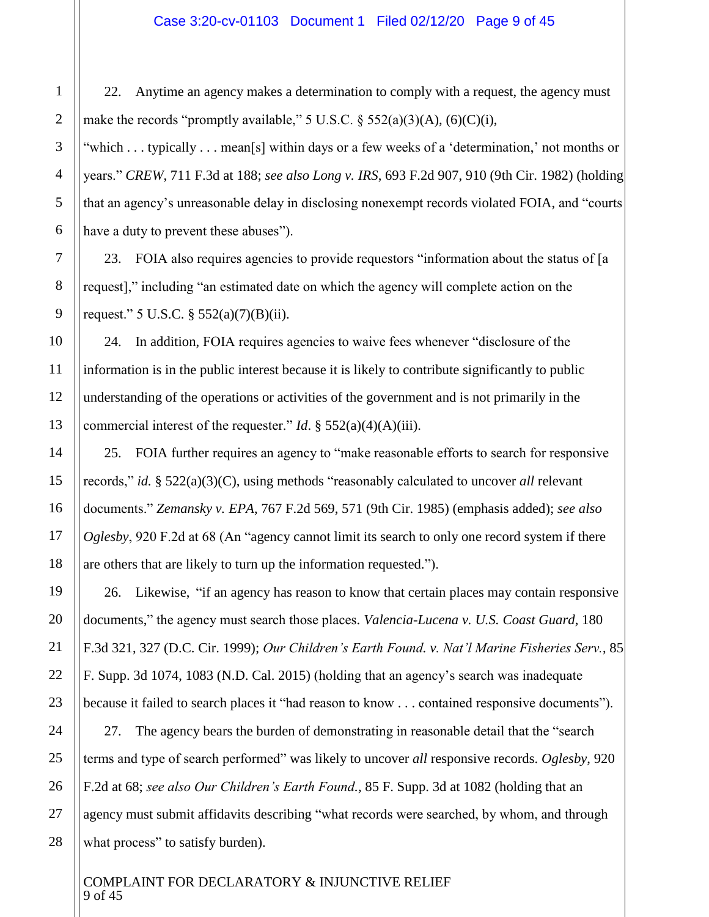22. Anytime an agency makes a determination to comply with a request, the agency must make the records "promptly available," 5 U.S.C. § 552(a)(3)(A), (6)(C)(i), "which . . . typically . . . mean[s] within days or a few weeks of a 'determination,' not months or years." *CREW*, 711 F.3d at 188; *see also Long v. IRS*, 693 F.2d 907, 910 (9th Cir. 1982) (holding that an agency's unreasonable delay in disclosing nonexempt records violated FOIA, and "courts have a duty to prevent these abuses").

23. FOIA also requires agencies to provide requestors "information about the status of [a request]," including "an estimated date on which the agency will complete action on the request." 5 U.S.C. § 552(a)(7)(B)(ii).

24. In addition, FOIA requires agencies to waive fees whenever "disclosure of the information is in the public interest because it is likely to contribute significantly to public understanding of the operations or activities of the government and is not primarily in the commercial interest of the requester." *Id*. § 552(a)(4)(A)(iii).

25. FOIA further requires an agency to "make reasonable efforts to search for responsive records," *id.* § 522(a)(3)(C), using methods "reasonably calculated to uncover *all* relevant documents." *Zemansky v. EPA*, 767 F.2d 569, 571 (9th Cir. 1985) (emphasis added); *see also Oglesby*, 920 F.2d at 68 (An "agency cannot limit its search to only one record system if there are others that are likely to turn up the information requested.").

26. Likewise, "if an agency has reason to know that certain places may contain responsive documents," the agency must search those places. *Valencia-Lucena v. U.S. Coast Guard*, 180 F.3d 321, 327 (D.C. Cir. 1999); *Our Children's Earth Found. v. Nat'l Marine Fisheries Serv.*, 85 F. Supp. 3d 1074, 1083 (N.D. Cal. 2015) (holding that an agency's search was inadequate because it failed to search places it "had reason to know . . . contained responsive documents").

27. The agency bears the burden of demonstrating in reasonable detail that the "search terms and type of search performed" was likely to uncover *all* responsive records. *Oglesby*, 920 F.2d at 68; *see also Our Children's Earth Found.*, 85 F. Supp. 3d at 1082 (holding that an agency must submit affidavits describing "what records were searched, by whom, and through what process" to satisfy burden).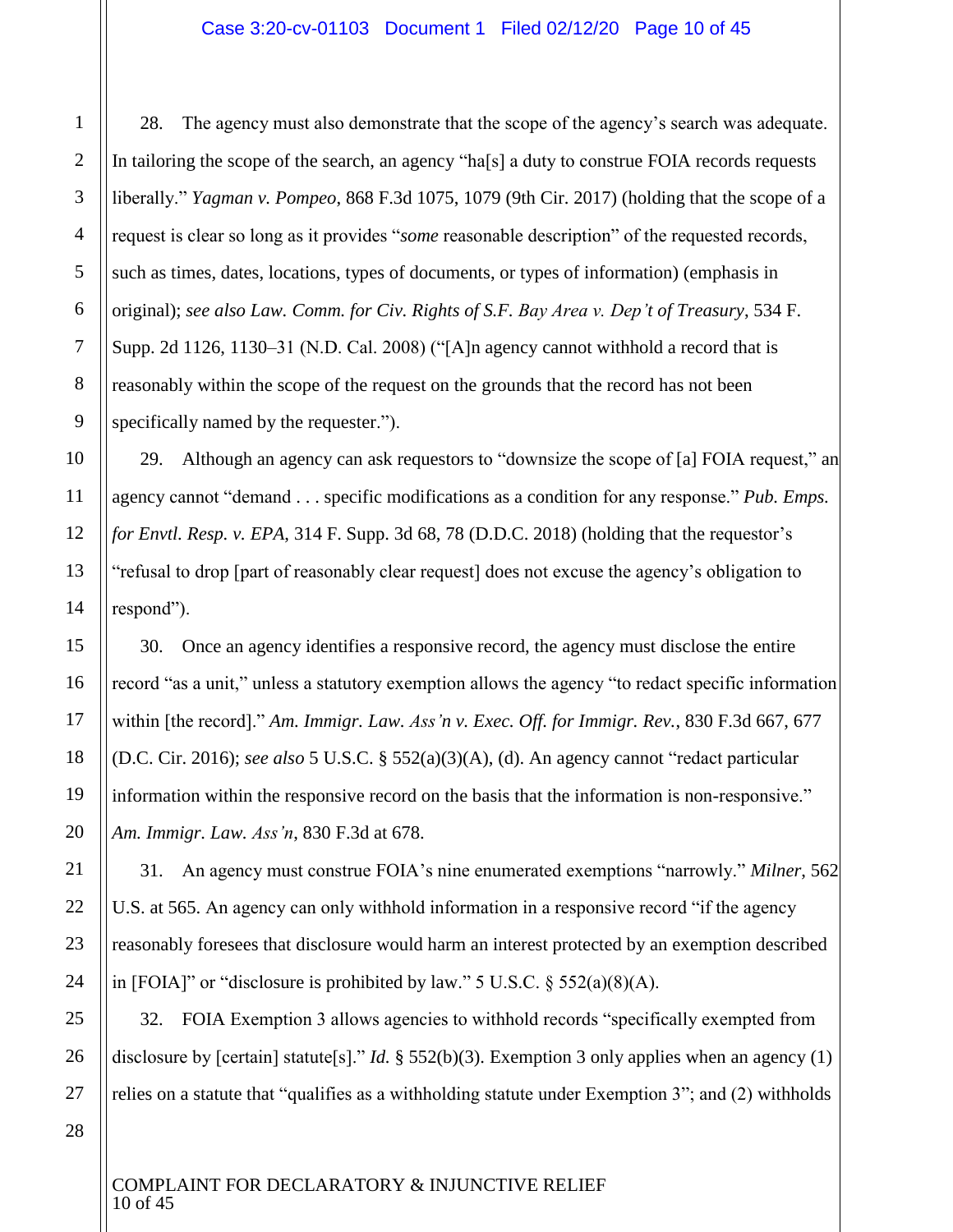28. The agency must also demonstrate that the scope of the agency's search was adequate. In tailoring the scope of the search, an agency "ha[s] a duty to construe FOIA records requests liberally." *Yagman v. Pompeo*, 868 F.3d 1075, 1079 (9th Cir. 2017) (holding that the scope of a request is clear so long as it provides "*some* reasonable description" of the requested records, such as times, dates, locations, types of documents, or types of information) (emphasis in original); *see also Law. Comm. for Civ. Rights of S.F. Bay Area v. Dep't of Treasury*, 534 F. Supp. 2d 1126, 1130–31 (N.D. Cal. 2008) ("[A]n agency cannot withhold a record that is reasonably within the scope of the request on the grounds that the record has not been specifically named by the requester.").

29. Although an agency can ask requestors to "downsize the scope of [a] FOIA request," an agency cannot "demand . . . specific modifications as a condition for any response." *Pub. Emps. for Envtl. Resp. v. EPA*, 314 F. Supp. 3d 68, 78 (D.D.C. 2018) (holding that the requestor's "refusal to drop [part of reasonably clear request] does not excuse the agency's obligation to respond").

30. Once an agency identifies a responsive record, the agency must disclose the entire record "as a unit," unless a statutory exemption allows the agency "to redact specific information within [the record]." *Am. Immigr. Law. Ass'n v. Exec. Off. for Immigr. Rev.*, 830 F.3d 667, 677 (D.C. Cir. 2016); *see also* 5 U.S.C. § 552(a)(3)(A), (d). An agency cannot "redact particular information within the responsive record on the basis that the information is non-responsive." *Am. Immigr. Law. Ass'n*, 830 F.3d at 678.

31. An agency must construe FOIA's nine enumerated exemptions "narrowly." *Milner*, 562 U.S. at 565. An agency can only withhold information in a responsive record "if the agency reasonably foresees that disclosure would harm an interest protected by an exemption described in [FOIA]" or "disclosure is prohibited by law." 5 U.S.C. § 552(a)(8)(A).

32. FOIA Exemption 3 allows agencies to withhold records "specifically exempted from disclosure by [certain] statute[s]." *Id.* § 552(b)(3). Exemption 3 only applies when an agency (1) relies on a statute that "qualifies as a withholding statute under Exemption 3"; and (2) withholds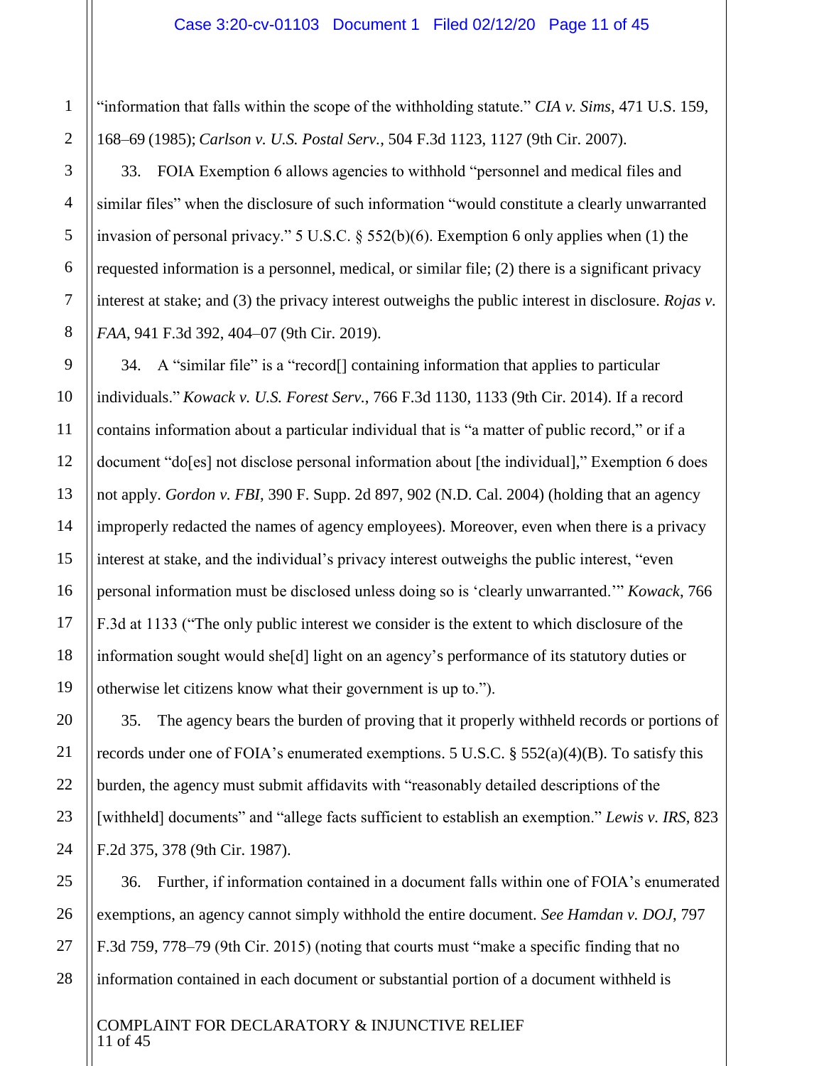"information that falls within the scope of the withholding statute." *CIA v. Sims*, 471 U.S. 159, 168–69 (1985); *Carlson v. U.S. Postal Serv.*, 504 F.3d 1123, 1127 (9th Cir. 2007).

33. FOIA Exemption 6 allows agencies to withhold "personnel and medical files and similar files" when the disclosure of such information "would constitute a clearly unwarranted invasion of personal privacy." 5 U.S.C. § 552(b)(6). Exemption 6 only applies when (1) the requested information is a personnel, medical, or similar file; (2) there is a significant privacy interest at stake; and (3) the privacy interest outweighs the public interest in disclosure. *Rojas v. FAA*, 941 F.3d 392, 404–07 (9th Cir. 2019).

34. A "similar file" is a "record[] containing information that applies to particular individuals." *Kowack v. U.S. Forest Serv.*, 766 F.3d 1130, 1133 (9th Cir. 2014). If a record contains information about a particular individual that is "a matter of public record," or if a document "do[es] not disclose personal information about [the individual]," Exemption 6 does not apply. *Gordon v. FBI*, 390 F. Supp. 2d 897, 902 (N.D. Cal. 2004) (holding that an agency improperly redacted the names of agency employees). Moreover, even when there is a privacy interest at stake, and the individual's privacy interest outweighs the public interest, "even personal information must be disclosed unless doing so is 'clearly unwarranted.'" *Kowack*, 766 F.3d at 1133 ("The only public interest we consider is the extent to which disclosure of the information sought would she[d] light on an agency's performance of its statutory duties or otherwise let citizens know what their government is up to.").

35. The agency bears the burden of proving that it properly withheld records or portions of records under one of FOIA's enumerated exemptions. 5 U.S.C. § 552(a)(4)(B). To satisfy this burden, the agency must submit affidavits with "reasonably detailed descriptions of the [withheld] documents" and "allege facts sufficient to establish an exemption." *Lewis v. IRS*, 823 F.2d 375, 378 (9th Cir. 1987).

36. Further, if information contained in a document falls within one of FOIA's enumerated exemptions, an agency cannot simply withhold the entire document. *See Hamdan v. DOJ*, 797 F.3d 759, 778–79 (9th Cir. 2015) (noting that courts must "make a specific finding that no information contained in each document or substantial portion of a document withheld is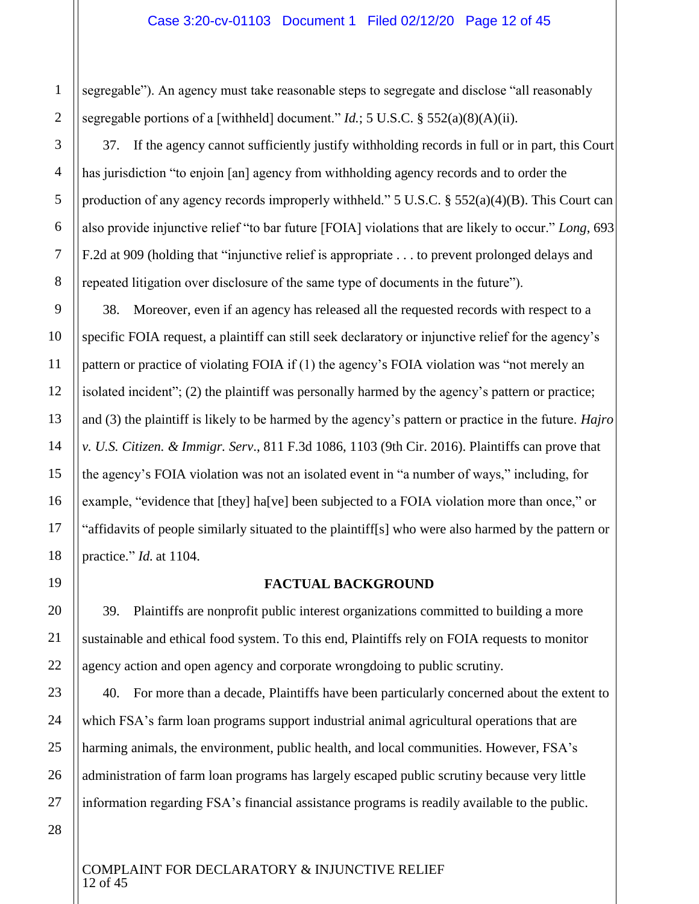segregable"). An agency must take reasonable steps to segregate and disclose "all reasonably segregable portions of a [withheld] document." *Id.*; 5 U.S.C. § 552(a)(8)(A)(ii).

37. If the agency cannot sufficiently justify withholding records in full or in part, this Court has jurisdiction "to enjoin [an] agency from withholding agency records and to order the production of any agency records improperly withheld." 5 U.S.C. § 552(a)(4)(B). This Court can also provide injunctive relief "to bar future [FOIA] violations that are likely to occur." *Long*, 693 F.2d at 909 (holding that "injunctive relief is appropriate . . . to prevent prolonged delays and repeated litigation over disclosure of the same type of documents in the future").

38. Moreover, even if an agency has released all the requested records with respect to a specific FOIA request, a plaintiff can still seek declaratory or injunctive relief for the agency's pattern or practice of violating FOIA if (1) the agency's FOIA violation was "not merely an isolated incident"; (2) the plaintiff was personally harmed by the agency's pattern or practice; and (3) the plaintiff is likely to be harmed by the agency's pattern or practice in the future. *Hajro v. U.S. Citizen. & Immigr. Serv.*, 811 F.3d 1086, 1103 (9th Cir. 2016). Plaintiffs can prove that the agency's FOIA violation was not an isolated event in "a number of ways," including, for example, "evidence that [they] ha[ve] been subjected to a FOIA violation more than once," or "affidavits of people similarly situated to the plaintiff[s] who were also harmed by the pattern or practice." *Id.* at 1104.

## FACTUAL BACKGROUND

39. Plaintiffs are nonprofit public interest organizations committed to building a more sustainable and ethical food system. To this end, Plaintiffs rely on FOIA requests to monitor agency action and open agency and corporate wrongdoing to public scrutiny.

40. For more than a decade, Plaintiffs have been particularly concerned about the extent to which FSA's farm loan programs support industrial animal agricultural operations that are harming animals, the environment, public health, and local communities. However, FSA's administration of farm loan programs has largely escaped public scrutiny because very little information regarding FSA's financial assistance programs is readily available to the public.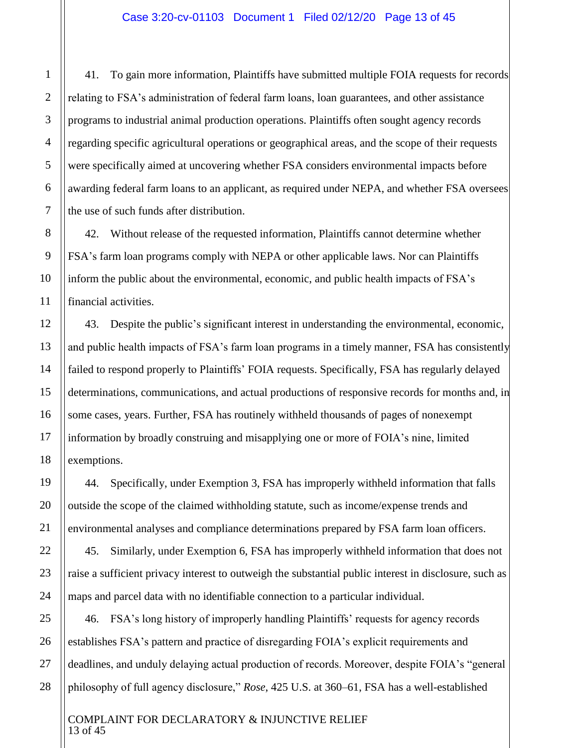41. To gain more information, Plaintiffs have submitted multiple FOIA requests for records relating to FSA's administration of federal farm loans, loan guarantees, and other assistance programs to industrial animal production operations. Plaintiffs often sought agency records regarding specific agricultural operations or geographical areas, and the scope of their requests were specifically aimed at uncovering whether FSA considers environmental impacts before awarding federal farm loans to an applicant, as required under NEPA, and whether FSA oversees the use of such funds after distribution.

42. Without release of the requested information, Plaintiffs cannot determine whether FSA's farm loan programs comply with NEPA or other applicable laws. Nor can Plaintiffs inform the public about the environmental, economic, and public health impacts of FSA's financial activities.

43. Despite the public's significant interest in understanding the environmental, economic, and public health impacts of FSA's farm loan programs in a timely manner, FSA has consistently failed to respond properly to Plaintiffs' FOIA requests. Specifically, FSA has regularly delayed determinations, communications, and actual productions of responsive records for months and, in some cases, years. Further, FSA has routinely withheld thousands of pages of nonexempt information by broadly construing and misapplying one or more of FOIA's nine, limited exemptions.

44. Specifically, under Exemption 3, FSA has improperly withheld information that falls outside the scope of the claimed withholding statute, such as income/expense trends and environmental analyses and compliance determinations prepared by FSA farm loan officers.

45. Similarly, under Exemption 6, FSA has improperly withheld information that does not raise a sufficient privacy interest to outweigh the substantial public interest in disclosure, such as maps and parcel data with no identifiable connection to a particular individual.

46. FSA's long history of improperly handling Plaintiffs' requests for agency records establishes FSA's pattern and practice of disregarding FOIA's explicit requirements and deadlines, and unduly delaying actual production of records. Moreover, despite FOIA's "general philosophy of full agency disclosure," *Rose*, 425 U.S. at 360–61, FSA has a well-established

COMPLAINT FOR DECLARATORY & INJUNCTIVE RELIEF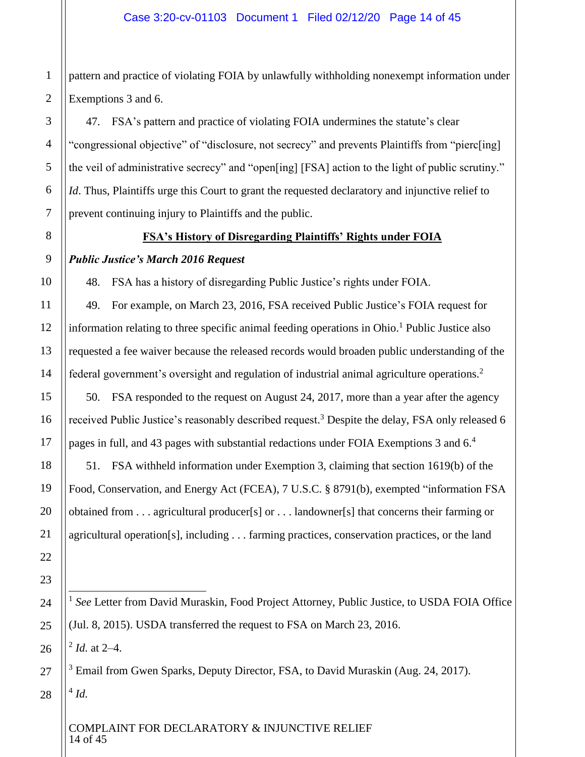pattern and practice of violating FOIA by unlawfully withholding nonexempt information under Exemptions 3 and 6.

47. FSA's pattern and practice of violating FOIA undermines the statute's clear "congressional objective" of "disclosure, not secrecy" and prevents Plaintiffs from "pierc[ing] the veil of administrative secrecy" and "open[ing] [FSA] action to the light of public scrutiny." *Id*. Thus, Plaintiffs urge this Court to grant the requested declaratory and injunctive relief to prevent continuing injury to Plaintiffs and the public.

**FSA's History of Disregarding Plaintiffs' Rights under FOIA**

***Public Justice's March 2016 Request***

48. FSA has a history of disregarding Public Justice's rights under FOIA.

49. For example, on March 23, 2016, FSA received Public Justice's FOIA request for information relating to three specific animal feeding operations in Ohio.[1] Public Justice also requested a fee waiver because the released records would broaden public understanding of the federal government's oversight and regulation of industrial animal agriculture operations.[2]

50. FSA responded to the request on August 24, 2017, more than a year after the agency received Public Justice's reasonably described request.[3] Despite the delay, FSA only released 6 pages in full, and 43 pages with substantial redactions under FOIA Exemptions 3 and 6.[4]

51. FSA withheld information under Exemption 3, claiming that section 1619(b) of the Food, Conservation, and Energy Act (FCEA), 7 U.S.C. § 8791(b), exempted "information FSA obtained from . . . agricultural producer[s] or . . . landowner[s] that concerns their farming or agricultural operation[s], including . . . farming practices, conservation practices, or the land

---

[1] *See* Letter from David Muraskin, Food Project Attorney, Public Justice, to USDA FOIA Office (Jul. 8, 2015). USDA transferred the request to FSA on March 23, 2016.

[2] *Id.* at 2–4.

[3] Email from Gwen Sparks, Deputy Director, FSA, to David Muraskin (Aug. 24, 2017).

[4] *Id.*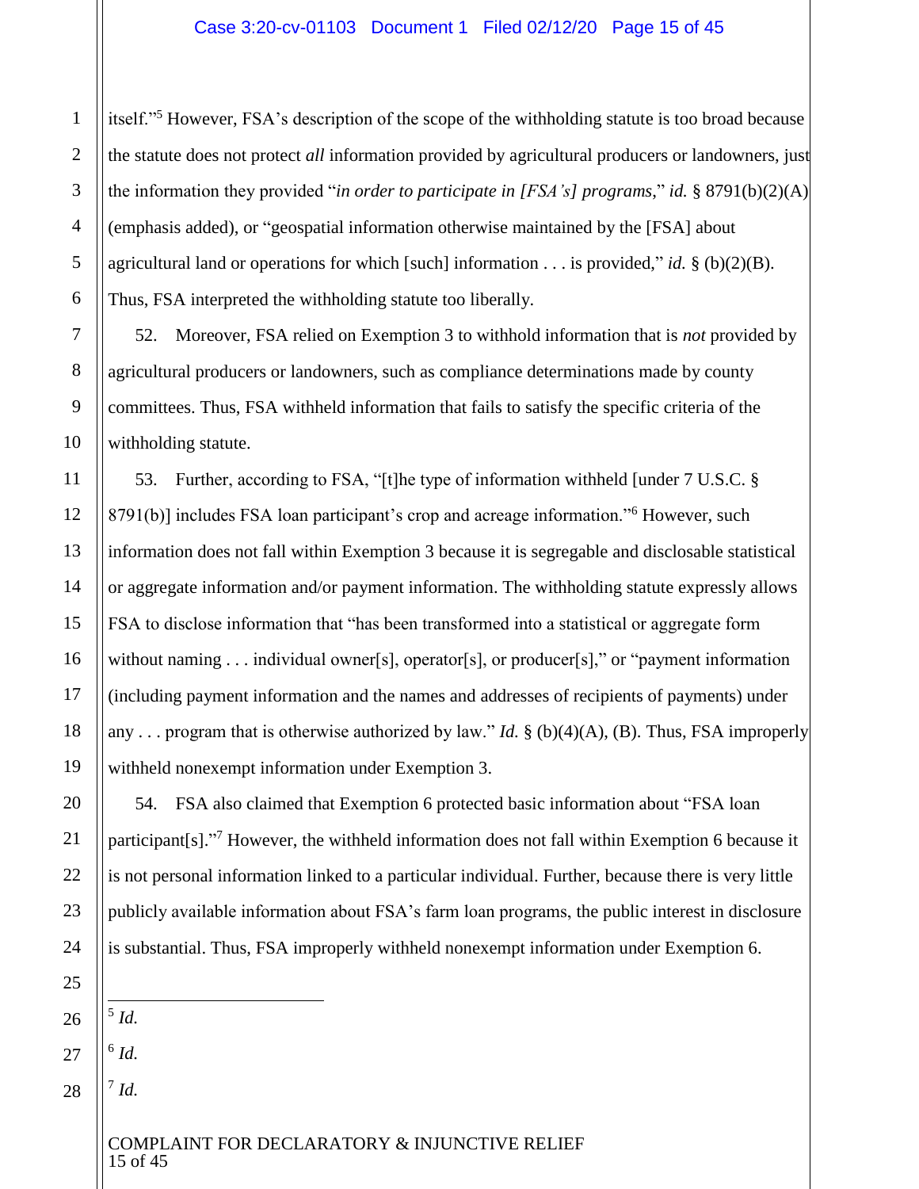itself."[5] However, FSA's description of the scope of the withholding statute is too broad because the statute does not protect *all* information provided by agricultural producers or landowners, just the information they provided "*in order to participate in [FSA's] programs*," *id.* § 8791(b)(2)(A) (emphasis added), or "geospatial information otherwise maintained by the [FSA] about agricultural land or operations for which [such] information . . . is provided," *id.* § (b)(2)(B). Thus, FSA interpreted the withholding statute too liberally.

52. Moreover, FSA relied on Exemption 3 to withhold information that is *not* provided by agricultural producers or landowners, such as compliance determinations made by county committees. Thus, FSA withheld information that fails to satisfy the specific criteria of the withholding statute.

53. Further, according to FSA, "[t]he type of information withheld [under 7 U.S.C. § 8791(b)] includes FSA loan participant's crop and acreage information."[6] However, such information does not fall within Exemption 3 because it is segregable and disclosable statistical or aggregate information and/or payment information. The withholding statute expressly allows FSA to disclose information that "has been transformed into a statistical or aggregate form without naming . . . individual owner[s], operator[s], or producer[s]," or "payment information (including payment information and the names and addresses of recipients of payments) under any . . . program that is otherwise authorized by law." *Id.* § (b)(4)(A), (B). Thus, FSA improperly withheld nonexempt information under Exemption 3.

54. FSA also claimed that Exemption 6 protected basic information about "FSA loan participant[s]."[7] However, the withheld information does not fall within Exemption 6 because it is not personal information linked to a particular individual. Further, because there is very little publicly available information about FSA's farm loan programs, the public interest in disclosure is substantial. Thus, FSA improperly withheld nonexempt information under Exemption 6.

---

[5] *Id.*

[6] *Id.*

[7] *Id.*

COMPLAINT FOR DECLARATORY & INJUNCTIVE RELIEF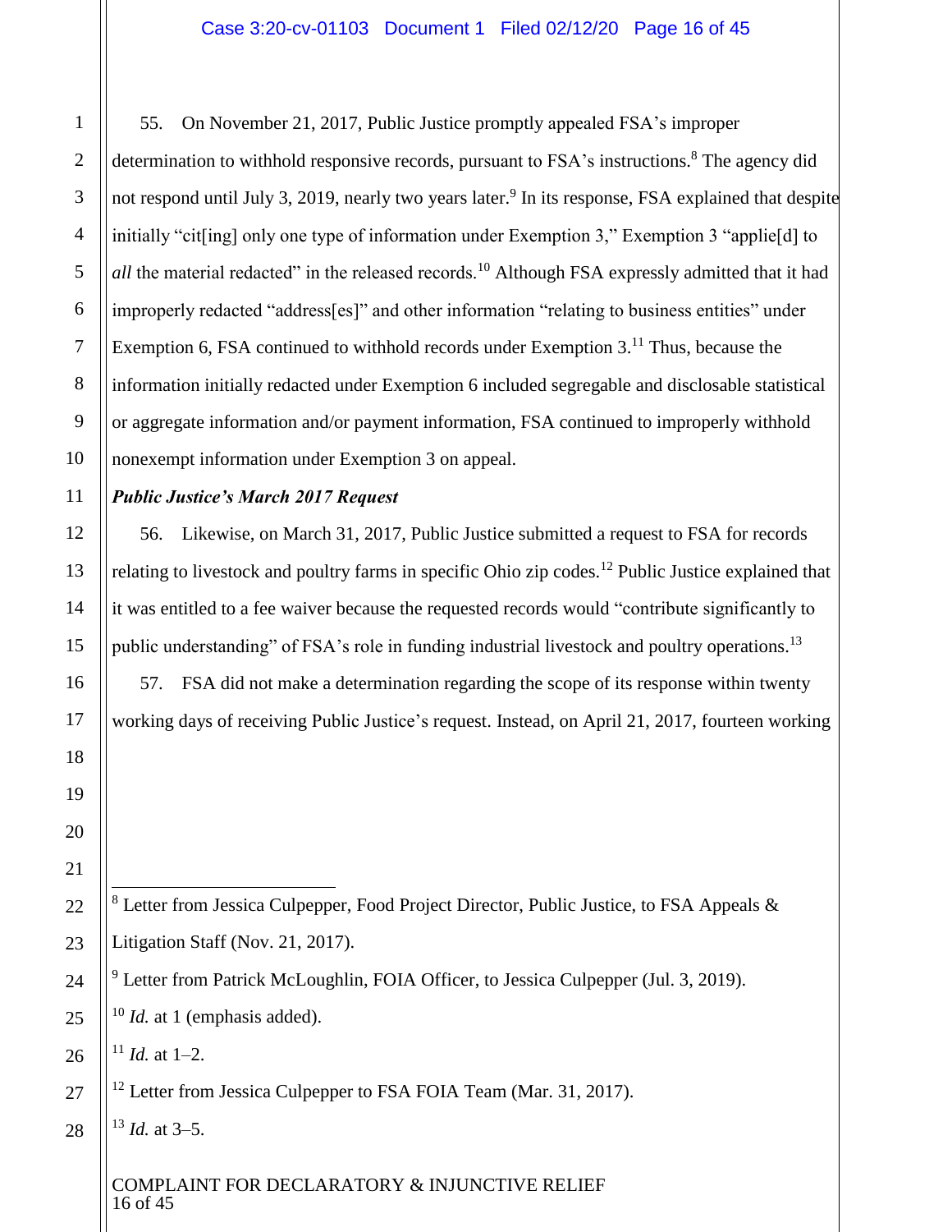55. On November 21, 2017, Public Justice promptly appealed FSA's improper determination to withhold responsive records, pursuant to FSA's instructions.[8] The agency did not respond until July 3, 2019, nearly two years later.[9] In its response, FSA explained that despite initially "cit[ing] only one type of information under Exemption 3," Exemption 3 "applie[d] to *all* the material redacted" in the released records.[10] Although FSA expressly admitted that it had improperly redacted "address[es]" and other information "relating to business entities" under Exemption 6, FSA continued to withhold records under Exemption 3.[11] Thus, because the information initially redacted under Exemption 6 included segregable and disclosable statistical or aggregate information and/or payment information, FSA continued to improperly withhold nonexempt information under Exemption 3 on appeal.

***Public Justice's March 2017 Request***

56. Likewise, on March 31, 2017, Public Justice submitted a request to FSA for records relating to livestock and poultry farms in specific Ohio zip codes.[12] Public Justice explained that it was entitled to a fee waiver because the requested records would "contribute significantly to public understanding" of FSA's role in funding industrial livestock and poultry operations.[13]

57. FSA did not make a determination regarding the scope of its response within twenty working days of receiving Public Justice's request. Instead, on April 21, 2017, fourteen working

---

[8] Letter from Jessica Culpepper, Food Project Director, Public Justice, to FSA Appeals & Litigation Staff (Nov. 21, 2017).

[9] Letter from Patrick McLoughlin, FOIA Officer, to Jessica Culpepper (Jul. 3, 2019).

[10] *Id.* at 1 (emphasis added).

[11] *Id.* at 1–2.

[12] Letter from Jessica Culpepper to FSA FOIA Team (Mar. 31, 2017).

[13] *Id.* at 3–5.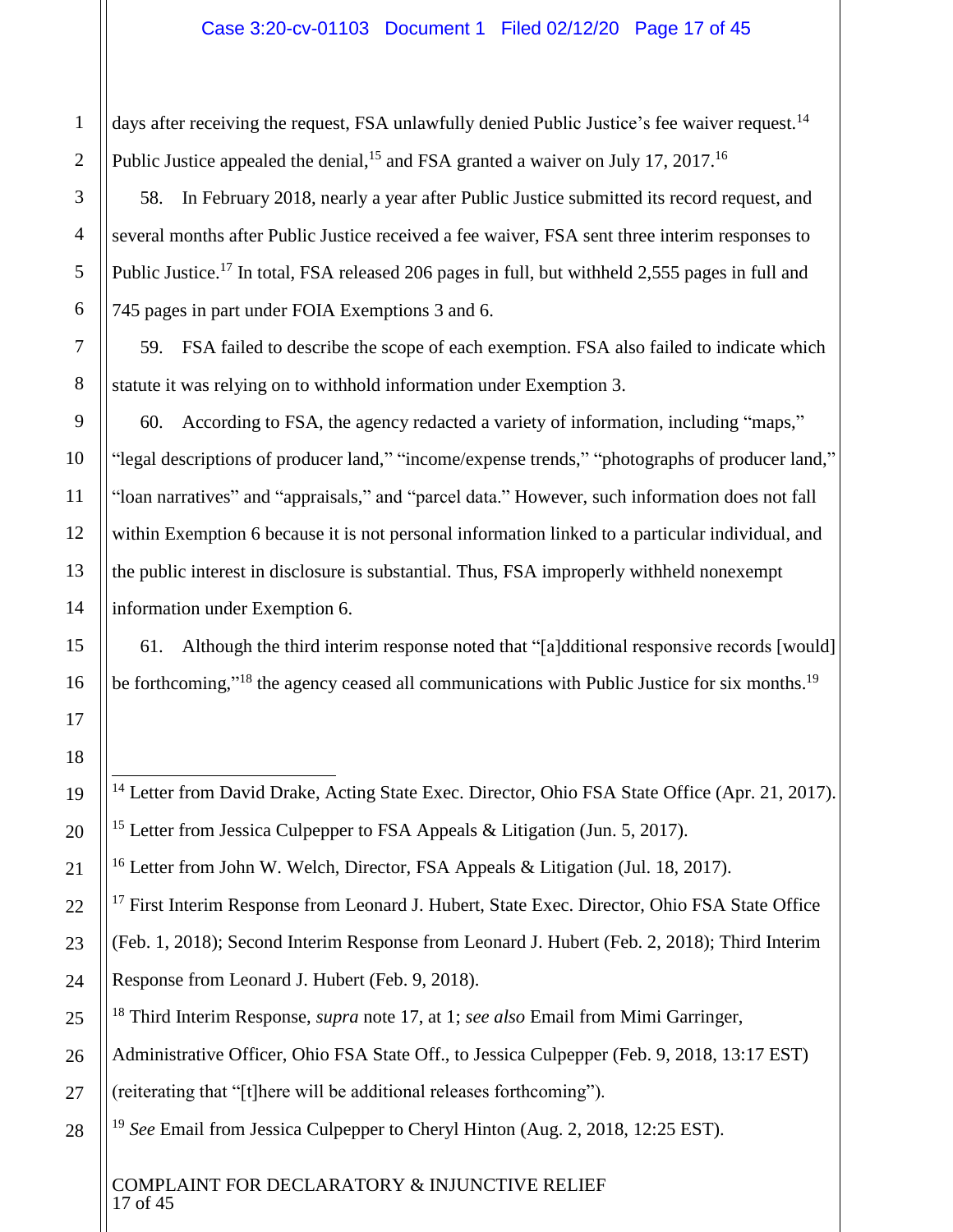days after receiving the request, FSA unlawfully denied Public Justice's fee waiver request.[14] Public Justice appealed the denial,[15] and FSA granted a waiver on July 17, 2017.[16]

58. In February 2018, nearly a year after Public Justice submitted its record request, and several months after Public Justice received a fee waiver, FSA sent three interim responses to Public Justice.[17] In total, FSA released 206 pages in full, but withheld 2,555 pages in full and 745 pages in part under FOIA Exemptions 3 and 6.

59. FSA failed to describe the scope of each exemption. FSA also failed to indicate which statute it was relying on to withhold information under Exemption 3.

60. According to FSA, the agency redacted a variety of information, including "maps," "legal descriptions of producer land," "income/expense trends," "photographs of producer land," "loan narratives" and "appraisals," and "parcel data." However, such information does not fall within Exemption 6 because it is not personal information linked to a particular individual, and the public interest in disclosure is substantial. Thus, FSA improperly withheld nonexempt information under Exemption 6.

61. Although the third interim response noted that "[a]dditional responsive records [would] be forthcoming,"[18] the agency ceased all communications with Public Justice for six months.[19]

---

[14] Letter from David Drake, Acting State Exec. Director, Ohio FSA State Office (Apr. 21, 2017).

[15] Letter from Jessica Culpepper to FSA Appeals & Litigation (Jun. 5, 2017).

[16] Letter from John W. Welch, Director, FSA Appeals & Litigation (Jul. 18, 2017).

[17] First Interim Response from Leonard J. Hubert, State Exec. Director, Ohio FSA State Office (Feb. 1, 2018); Second Interim Response from Leonard J. Hubert (Feb. 2, 2018); Third Interim Response from Leonard J. Hubert (Feb. 9, 2018).

[18] Third Interim Response, *supra* note 17, at 1; *see also* Email from Mimi Garringer, Administrative Officer, Ohio FSA State Off., to Jessica Culpepper (Feb. 9, 2018, 13:17 EST) (reiterating that "[t]here will be additional releases forthcoming").

[19] *See* Email from Jessica Culpepper to Cheryl Hinton (Aug. 2, 2018, 12:25 EST).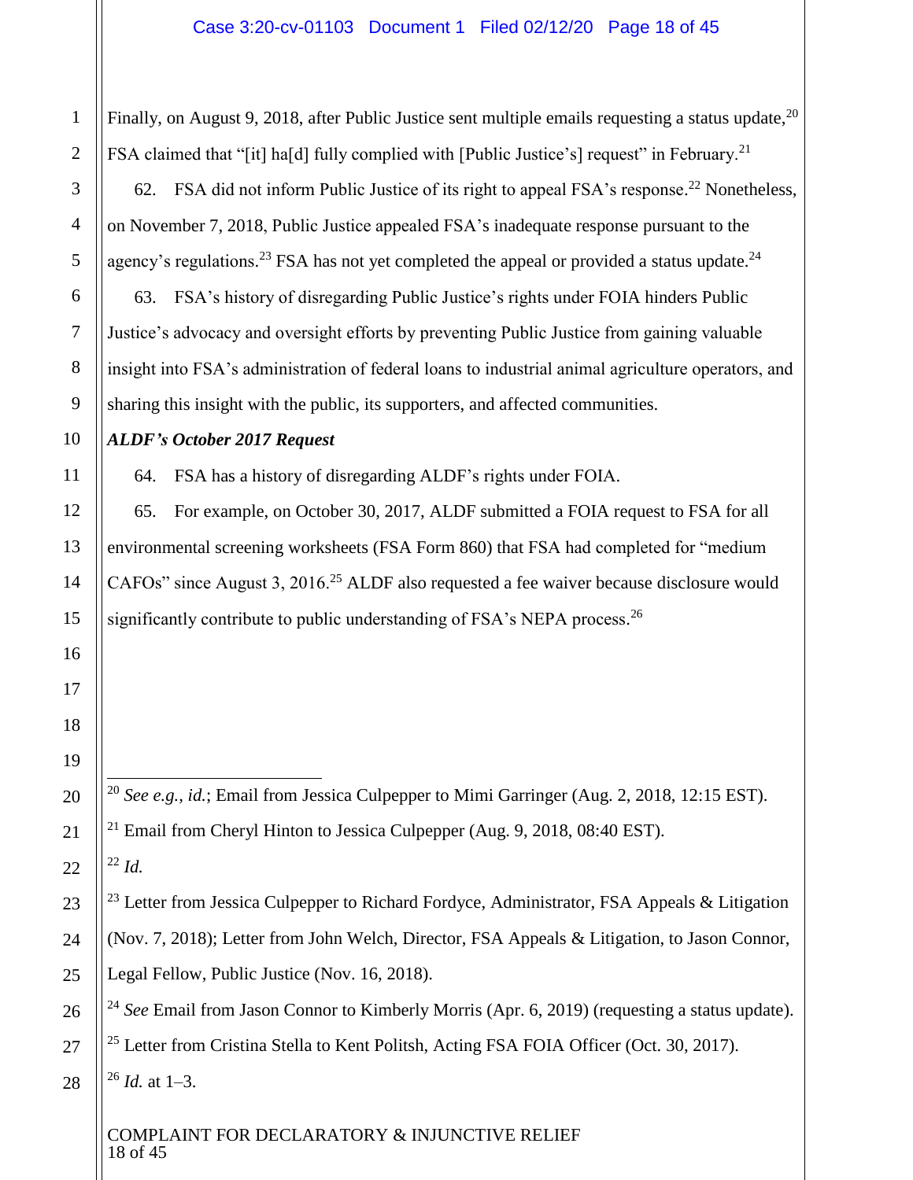Finally, on August 9, 2018, after Public Justice sent multiple emails requesting a status update,[20] FSA claimed that "[it] ha[d] fully complied with [Public Justice's] request" in February.[21]

62. FSA did not inform Public Justice of its right to appeal FSA's response.[22] Nonetheless, on November 7, 2018, Public Justice appealed FSA's inadequate response pursuant to the agency's regulations.[23] FSA has not yet completed the appeal or provided a status update.[24]

63. FSA's history of disregarding Public Justice's rights under FOIA hinders Public Justice's advocacy and oversight efforts by preventing Public Justice from gaining valuable insight into FSA's administration of federal loans to industrial animal agriculture operators, and sharing this insight with the public, its supporters, and affected communities.

***ALDF's October 2017 Request***

64. FSA has a history of disregarding ALDF's rights under FOIA.

65. For example, on October 30, 2017, ALDF submitted a FOIA request to FSA for all environmental screening worksheets (FSA Form 860) that FSA had completed for "medium CAFOs" since August 3, 2016.[25] ALDF also requested a fee waiver because disclosure would significantly contribute to public understanding of FSA's NEPA process.[26]

---

[20] *See e.g.*, *id.*; Email from Jessica Culpepper to Mimi Garringer (Aug. 2, 2018, 12:15 EST).

[21] Email from Cheryl Hinton to Jessica Culpepper (Aug. 9, 2018, 08:40 EST).

[22] *Id.*

[23] Letter from Jessica Culpepper to Richard Fordyce, Administrator, FSA Appeals & Litigation (Nov. 7, 2018); Letter from John Welch, Director, FSA Appeals & Litigation, to Jason Connor, Legal Fellow, Public Justice (Nov. 16, 2018).

[24] *See* Email from Jason Connor to Kimberly Morris (Apr. 6, 2019) (requesting a status update).

[25] Letter from Cristina Stella to Kent Politsh, Acting FSA FOIA Officer (Oct. 30, 2017).

[26] *Id.* at 1–3.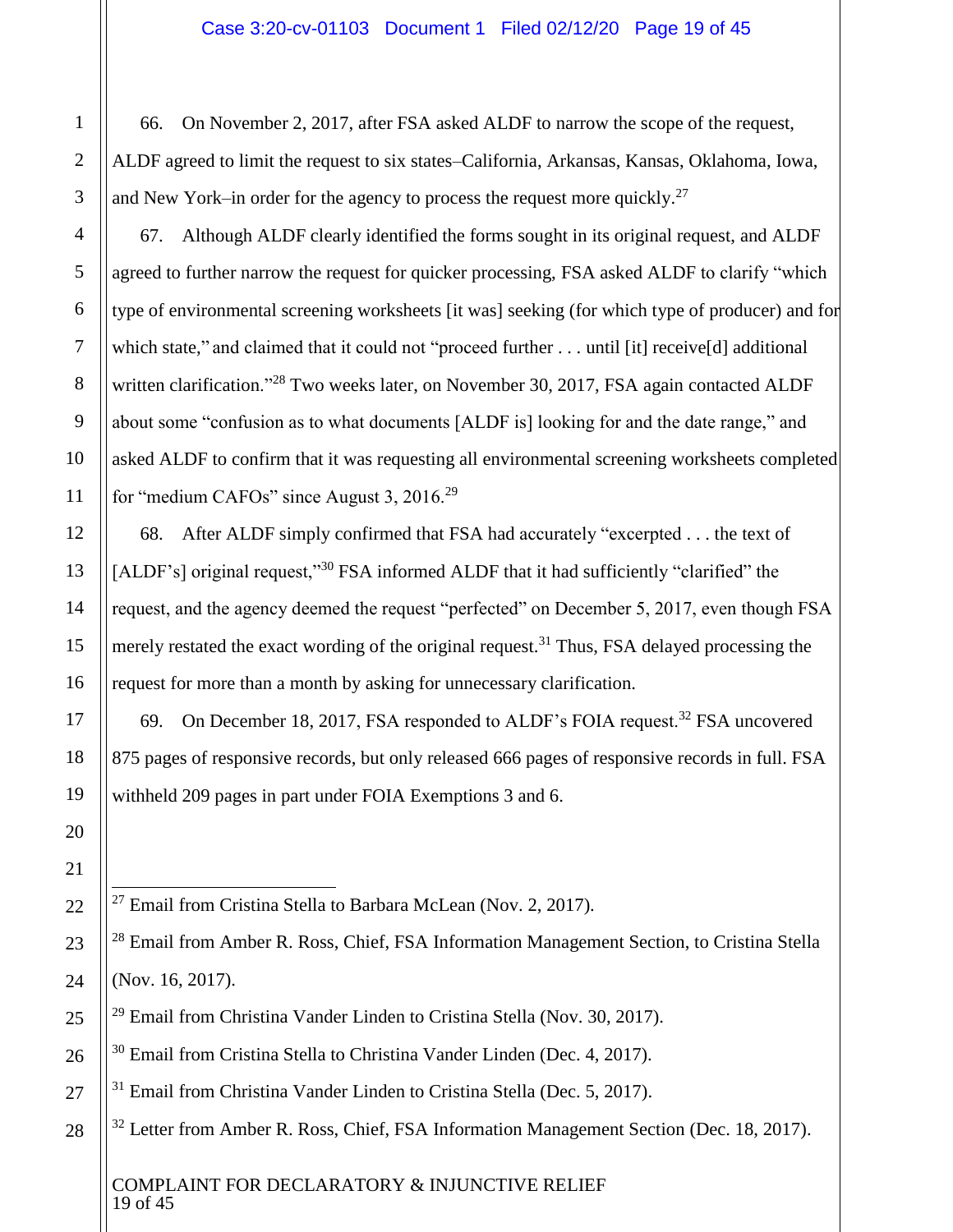66. On November 2, 2017, after FSA asked ALDF to narrow the scope of the request, ALDF agreed to limit the request to six states–California, Arkansas, Kansas, Oklahoma, Iowa, and New York–in order for the agency to process the request more quickly.[27]

67. Although ALDF clearly identified the forms sought in its original request, and ALDF agreed to further narrow the request for quicker processing, FSA asked ALDF to clarify "which type of environmental screening worksheets [it was] seeking (for which type of producer) and for which state," and claimed that it could not "proceed further . . . until [it] receive[d] additional written clarification."[28] Two weeks later, on November 30, 2017, FSA again contacted ALDF about some "confusion as to what documents [ALDF is] looking for and the date range," and asked ALDF to confirm that it was requesting all environmental screening worksheets completed for "medium CAFOs" since August 3, 2016.[29]

68. After ALDF simply confirmed that FSA had accurately "excerpted . . . the text of [ALDF's] original request,"[30] FSA informed ALDF that it had sufficiently "clarified" the request, and the agency deemed the request "perfected" on December 5, 2017, even though FSA merely restated the exact wording of the original request.[31] Thus, FSA delayed processing the request for more than a month by asking for unnecessary clarification.

69. On December 18, 2017, FSA responded to ALDF's FOIA request.[32] FSA uncovered 875 pages of responsive records, but only released 666 pages of responsive records in full. FSA withheld 209 pages in part under FOIA Exemptions 3 and 6.

---

[27] Email from Cristina Stella to Barbara McLean (Nov. 2, 2017).

[28] Email from Amber R. Ross, Chief, FSA Information Management Section, to Cristina Stella (Nov. 16, 2017).

[29] Email from Christina Vander Linden to Cristina Stella (Nov. 30, 2017).

[30] Email from Cristina Stella to Christina Vander Linden (Dec. 4, 2017).

[31] Email from Christina Vander Linden to Cristina Stella (Dec. 5, 2017).

[32] Letter from Amber R. Ross, Chief, FSA Information Management Section (Dec. 18, 2017).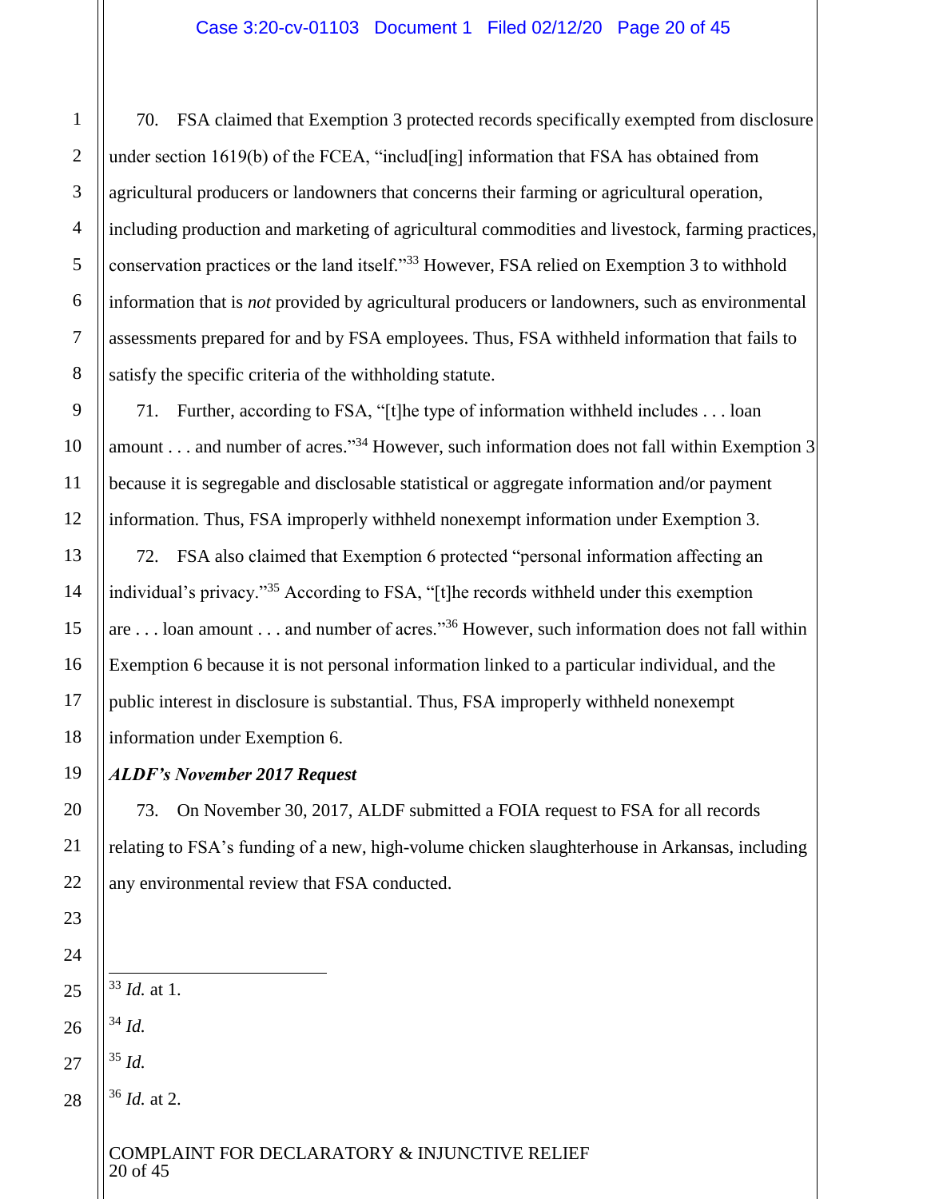70. FSA claimed that Exemption 3 protected records specifically exempted from disclosure under section 1619(b) of the FCEA, "includ[ing] information that FSA has obtained from agricultural producers or landowners that concerns their farming or agricultural operation, including production and marketing of agricultural commodities and livestock, farming practices, conservation practices or the land itself."[33] However, FSA relied on Exemption 3 to withhold information that is *not* provided by agricultural producers or landowners, such as environmental assessments prepared for and by FSA employees. Thus, FSA withheld information that fails to satisfy the specific criteria of the withholding statute.

71. Further, according to FSA, "[t]he type of information withheld includes . . . loan amount . . . and number of acres."[34] However, such information does not fall within Exemption 3 because it is segregable and disclosable statistical or aggregate information and/or payment information. Thus, FSA improperly withheld nonexempt information under Exemption 3.

72. FSA also claimed that Exemption 6 protected "personal information affecting an individual's privacy."[35] According to FSA, "[t]he records withheld under this exemption are . . . loan amount . . . and number of acres."[36] However, such information does not fall within Exemption 6 because it is not personal information linked to a particular individual, and the public interest in disclosure is substantial. Thus, FSA improperly withheld nonexempt information under Exemption 6.

***ALDF's November 2017 Request***

73. On November 30, 2017, ALDF submitted a FOIA request to FSA for all records relating to FSA's funding of a new, high-volume chicken slaughterhouse in Arkansas, including any environmental review that FSA conducted.

---

[33] *Id.* at 1.

[34] *Id.*

[35] *Id.*

[36] *Id.* at 2.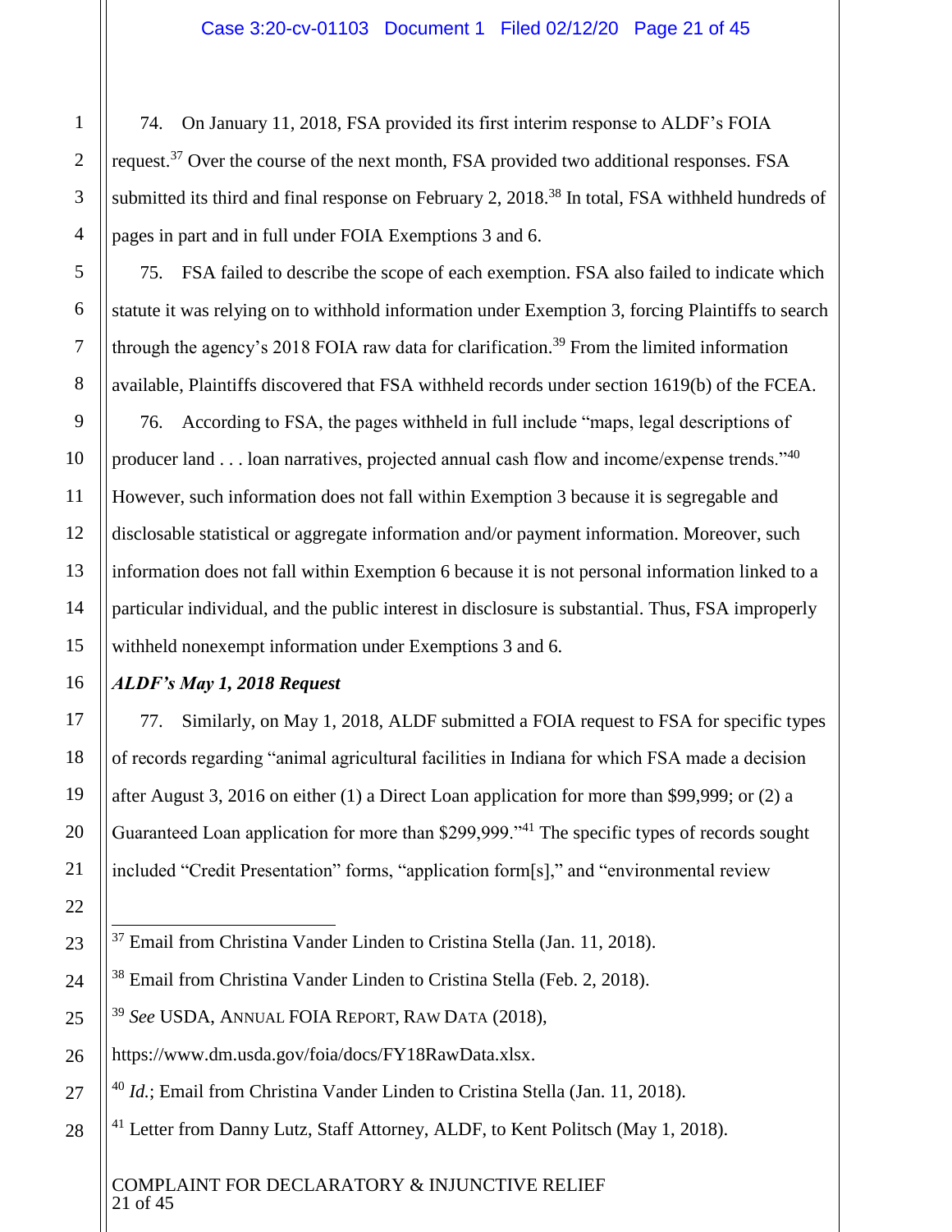74. On January 11, 2018, FSA provided its first interim response to ALDF's FOIA request.[37] Over the course of the next month, FSA provided two additional responses. FSA submitted its third and final response on February 2, 2018.[38] In total, FSA withheld hundreds of pages in part and in full under FOIA Exemptions 3 and 6.

75. FSA failed to describe the scope of each exemption. FSA also failed to indicate which statute it was relying on to withhold information under Exemption 3, forcing Plaintiffs to search through the agency's 2018 FOIA raw data for clarification.[39] From the limited information available, Plaintiffs discovered that FSA withheld records under section 1619(b) of the FCEA.

76. According to FSA, the pages withheld in full include "maps, legal descriptions of producer land . . . loan narratives, projected annual cash flow and income/expense trends."[40] However, such information does not fall within Exemption 3 because it is segregable and disclosable statistical or aggregate information and/or payment information. Moreover, such information does not fall within Exemption 6 because it is not personal information linked to a particular individual, and the public interest in disclosure is substantial. Thus, FSA improperly withheld nonexempt information under Exemptions 3 and 6.

***ALDF's May 1, 2018 Request***

77. Similarly, on May 1, 2018, ALDF submitted a FOIA request to FSA for specific types of records regarding "animal agricultural facilities in Indiana for which FSA made a decision after August 3, 2016 on either (1) a Direct Loan application for more than $99,999; or (2) a Guaranteed Loan application for more than $299,999."[41] The specific types of records sought included "Credit Presentation" forms, "application form[s]," and "environmental review

---

[37] Email from Christina Vander Linden to Cristina Stella (Jan. 11, 2018).

[38] Email from Christina Vander Linden to Cristina Stella (Feb. 2, 2018).

[39] *See* USDA, ANNUAL FOIA REPORT, RAW DATA (2018), https://www.dm.usda.gov/foia/docs/FY18RawData.xlsx.

[40] *Id.*; Email from Christina Vander Linden to Cristina Stella (Jan. 11, 2018).

[41] Letter from Danny Lutz, Staff Attorney, ALDF, to Kent Politsch (May 1, 2018).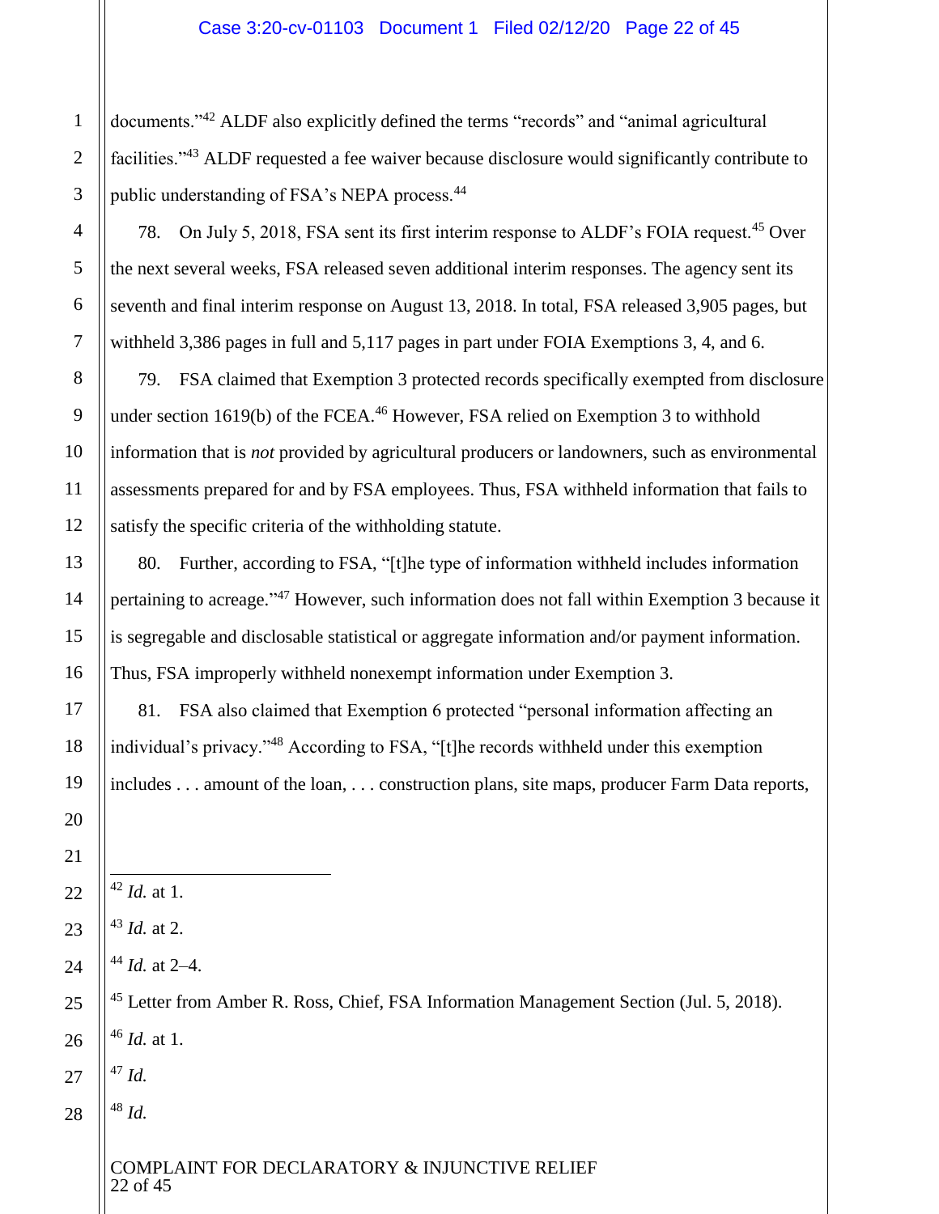documents."[42] ALDF also explicitly defined the terms "records" and "animal agricultural facilities."[43] ALDF requested a fee waiver because disclosure would significantly contribute to public understanding of FSA's NEPA process.[44]

78. On July 5, 2018, FSA sent its first interim response to ALDF's FOIA request.[45] Over the next several weeks, FSA released seven additional interim responses. The agency sent its seventh and final interim response on August 13, 2018. In total, FSA released 3,905 pages, but withheld 3,386 pages in full and 5,117 pages in part under FOIA Exemptions 3, 4, and 6.

79. FSA claimed that Exemption 3 protected records specifically exempted from disclosure under section 1619(b) of the FCEA.[46] However, FSA relied on Exemption 3 to withhold information that is *not* provided by agricultural producers or landowners, such as environmental assessments prepared for and by FSA employees. Thus, FSA withheld information that fails to satisfy the specific criteria of the withholding statute.

80. Further, according to FSA, "[t]he type of information withheld includes information pertaining to acreage."[47] However, such information does not fall within Exemption 3 because it is segregable and disclosable statistical or aggregate information and/or payment information. Thus, FSA improperly withheld nonexempt information under Exemption 3.

81. FSA also claimed that Exemption 6 protected "personal information affecting an individual's privacy."[48] According to FSA, "[t]he records withheld under this exemption includes . . . amount of the loan, . . . construction plans, site maps, producer Farm Data reports,

---

[42] *Id.* at 1.

[43] *Id.* at 2.

[44] *Id.* at 2–4.

[45] Letter from Amber R. Ross, Chief, FSA Information Management Section (Jul. 5, 2018).

[46] *Id.* at 1.

[47] *Id.*

[48] *Id.*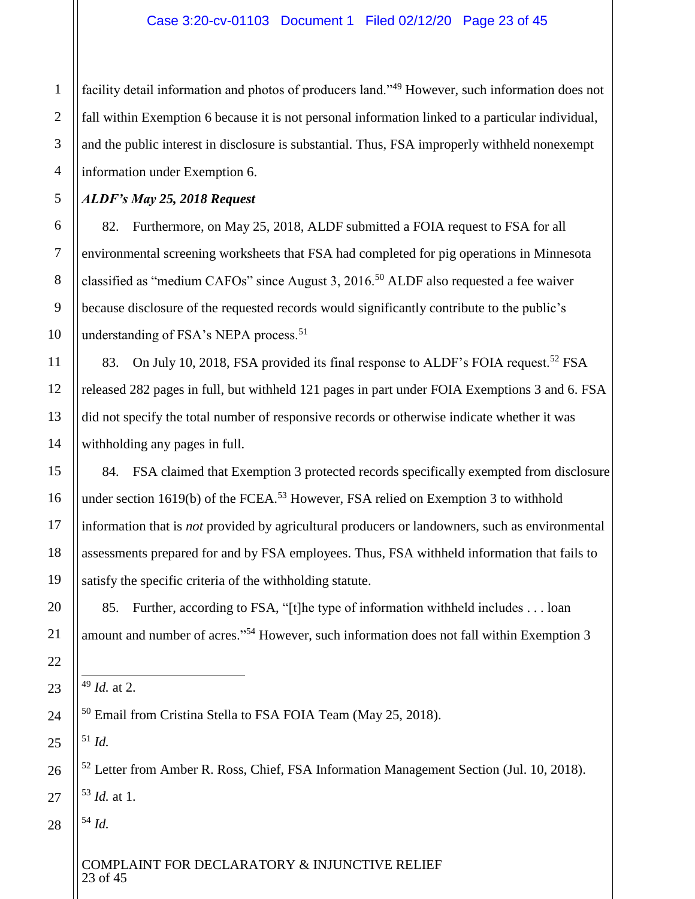facility detail information and photos of producers land."[49] However, such information does not fall within Exemption 6 because it is not personal information linked to a particular individual, and the public interest in disclosure is substantial. Thus, FSA improperly withheld nonexempt information under Exemption 6.

***ALDF's May 25, 2018 Request***

82. Furthermore, on May 25, 2018, ALDF submitted a FOIA request to FSA for all environmental screening worksheets that FSA had completed for pig operations in Minnesota classified as "medium CAFOs" since August 3, 2016.[50] ALDF also requested a fee waiver because disclosure of the requested records would significantly contribute to the public's understanding of FSA's NEPA process.[51]

83. On July 10, 2018, FSA provided its final response to ALDF's FOIA request.[52] FSA released 282 pages in full, but withheld 121 pages in part under FOIA Exemptions 3 and 6. FSA did not specify the total number of responsive records or otherwise indicate whether it was withholding any pages in full.

84. FSA claimed that Exemption 3 protected records specifically exempted from disclosure under section 1619(b) of the FCEA.[53] However, FSA relied on Exemption 3 to withhold information that is *not* provided by agricultural producers or landowners, such as environmental assessments prepared for and by FSA employees. Thus, FSA withheld information that fails to satisfy the specific criteria of the withholding statute.

85. Further, according to FSA, "[t]he type of information withheld includes . . . loan amount and number of acres."[54] However, such information does not fall within Exemption 3

---

[49] *Id.* at 2.

[50] Email from Cristina Stella to FSA FOIA Team (May 25, 2018).

[51] *Id.*

[52] Letter from Amber R. Ross, Chief, FSA Information Management Section (Jul. 10, 2018).

[53] *Id.* at 1.

[54] *Id.*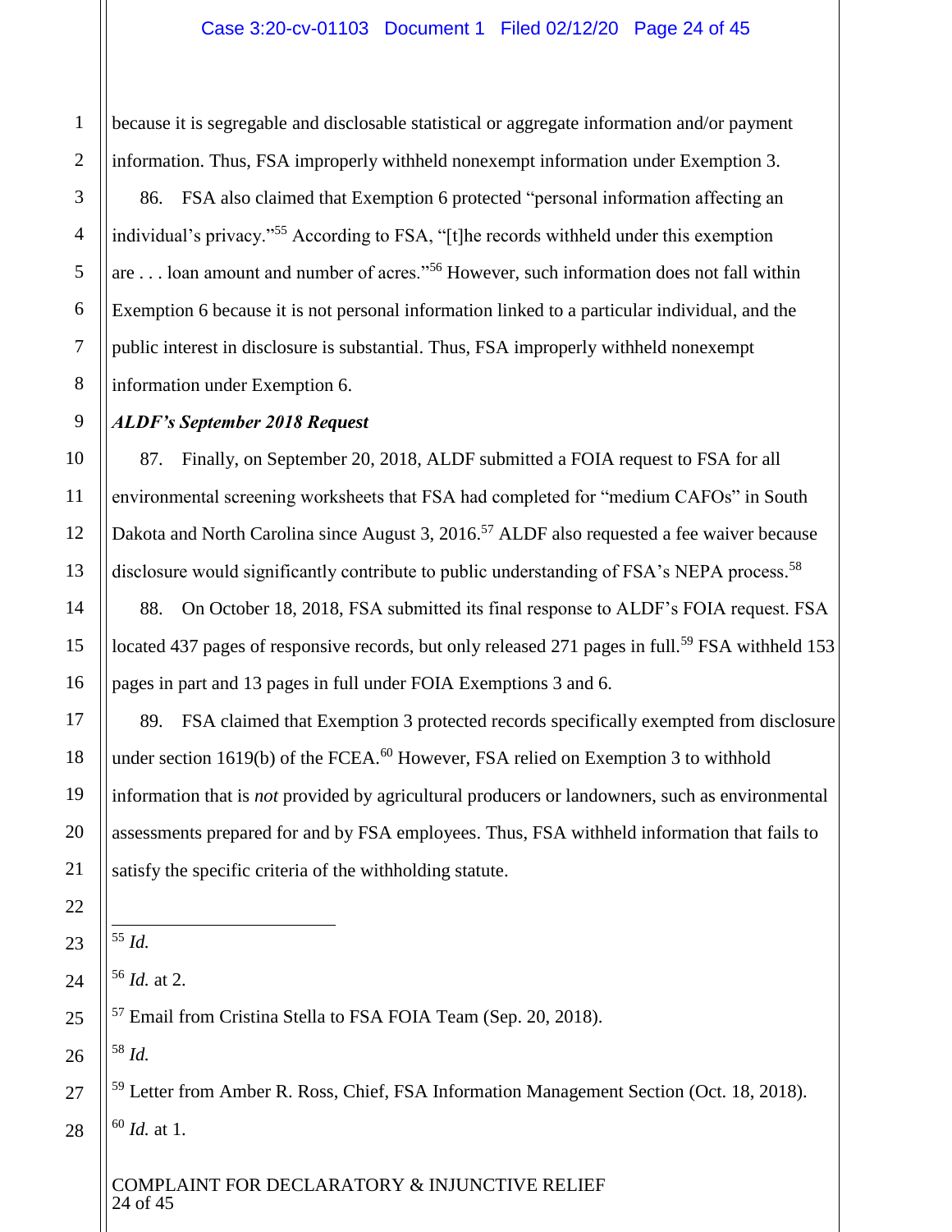because it is segregable and disclosable statistical or aggregate information and/or payment information. Thus, FSA improperly withheld nonexempt information under Exemption 3.

86. FSA also claimed that Exemption 6 protected "personal information affecting an individual's privacy."[55] According to FSA, "[t]he records withheld under this exemption are . . . loan amount and number of acres."[56] However, such information does not fall within Exemption 6 because it is not personal information linked to a particular individual, and the public interest in disclosure is substantial. Thus, FSA improperly withheld nonexempt information under Exemption 6.

***ALDF's September 2018 Request***

87. Finally, on September 20, 2018, ALDF submitted a FOIA request to FSA for all environmental screening worksheets that FSA had completed for "medium CAFOs" in South Dakota and North Carolina since August 3, 2016.[57] ALDF also requested a fee waiver because disclosure would significantly contribute to public understanding of FSA's NEPA process.[58]

88. On October 18, 2018, FSA submitted its final response to ALDF's FOIA request. FSA located 437 pages of responsive records, but only released 271 pages in full.[59] FSA withheld 153 pages in part and 13 pages in full under FOIA Exemptions 3 and 6.

89. FSA claimed that Exemption 3 protected records specifically exempted from disclosure under section 1619(b) of the FCEA.[60] However, FSA relied on Exemption 3 to withhold information that is *not* provided by agricultural producers or landowners, such as environmental assessments prepared for and by FSA employees. Thus, FSA withheld information that fails to satisfy the specific criteria of the withholding statute.

---

[55] *Id.*

[56] *Id.* at 2.

[57] Email from Cristina Stella to FSA FOIA Team (Sep. 20, 2018).

[58] *Id.*

[59] Letter from Amber R. Ross, Chief, FSA Information Management Section (Oct. 18, 2018).

[60] *Id.* at 1.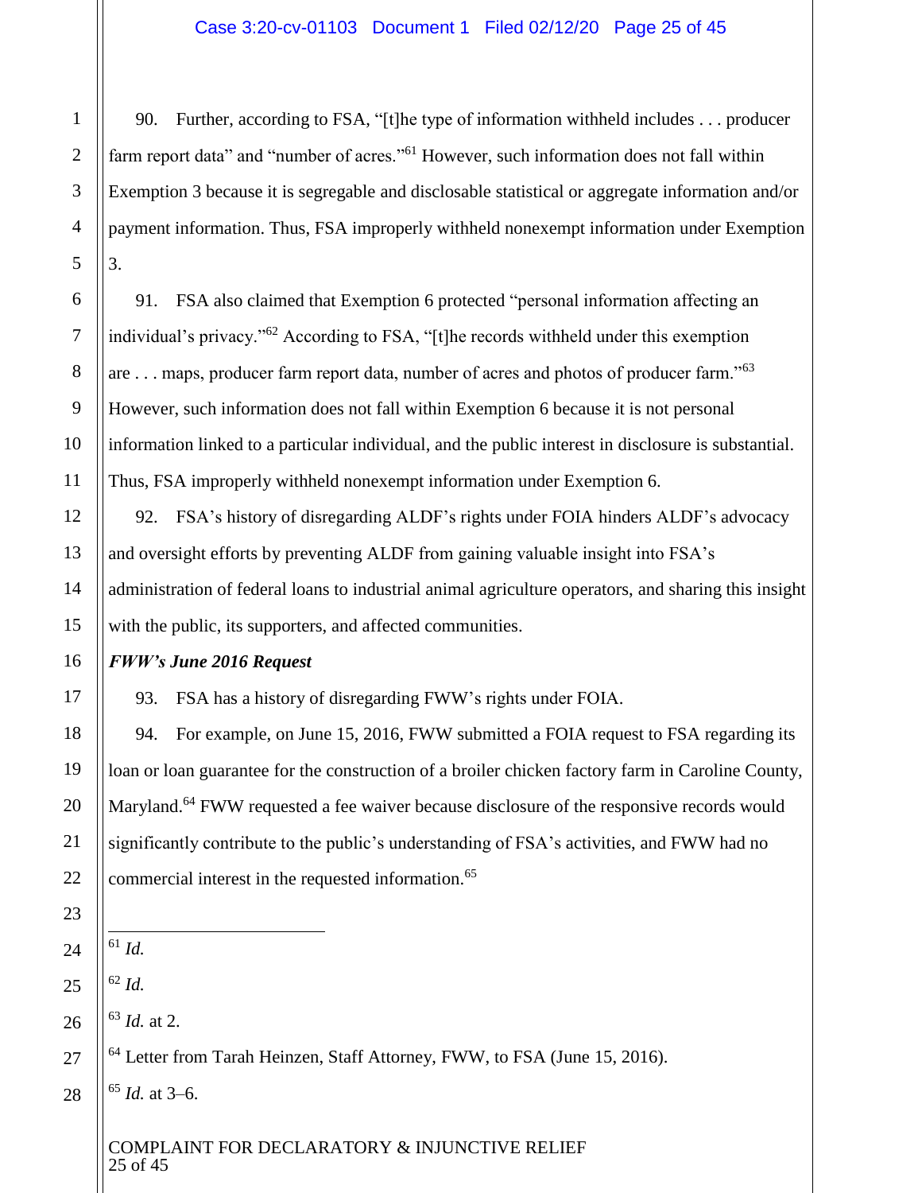90. Further, according to FSA, "[t]he type of information withheld includes . . . producer farm report data" and "number of acres."[61] However, such information does not fall within Exemption 3 because it is segregable and disclosable statistical or aggregate information and/or payment information. Thus, FSA improperly withheld nonexempt information under Exemption 3.

91. FSA also claimed that Exemption 6 protected "personal information affecting an individual's privacy."[62] According to FSA, "[t]he records withheld under this exemption are . . . maps, producer farm report data, number of acres and photos of producer farm."[63] However, such information does not fall within Exemption 6 because it is not personal information linked to a particular individual, and the public interest in disclosure is substantial. Thus, FSA improperly withheld nonexempt information under Exemption 6.

92. FSA's history of disregarding ALDF's rights under FOIA hinders ALDF's advocacy and oversight efforts by preventing ALDF from gaining valuable insight into FSA's administration of federal loans to industrial animal agriculture operators, and sharing this insight with the public, its supporters, and affected communities.

***FWW's June 2016 Request***

93. FSA has a history of disregarding FWW's rights under FOIA.

94. For example, on June 15, 2016, FWW submitted a FOIA request to FSA regarding its loan or loan guarantee for the construction of a broiler chicken factory farm in Caroline County, Maryland.[64] FWW requested a fee waiver because disclosure of the responsive records would significantly contribute to the public's understanding of FSA's activities, and FWW had no commercial interest in the requested information.[65]

---

[61] *Id.*

[62] *Id.*

[63] *Id.* at 2.

[64] Letter from Tarah Heinzen, Staff Attorney, FWW, to FSA (June 15, 2016).

[65] *Id.* at 3–6.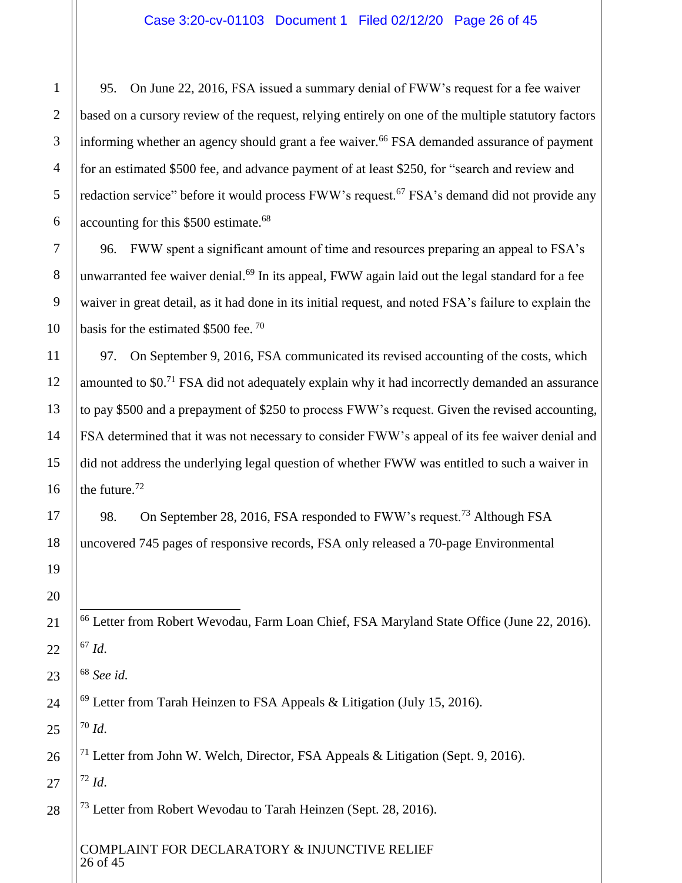95. On June 22, 2016, FSA issued a summary denial of FWW's request for a fee waiver based on a cursory review of the request, relying entirely on one of the multiple statutory factors informing whether an agency should grant a fee waiver.[66] FSA demanded assurance of payment for an estimated $500 fee, and advance payment of at least $250, for "search and review and redaction service" before it would process FWW's request.[67] FSA's demand did not provide any accounting for this $500 estimate.[68]

96. FWW spent a significant amount of time and resources preparing an appeal to FSA's unwarranted fee waiver denial.[69] In its appeal, FWW again laid out the legal standard for a fee waiver in great detail, as it had done in its initial request, and noted FSA's failure to explain the basis for the estimated $500 fee.[70]

97. On September 9, 2016, FSA communicated its revised accounting of the costs, which amounted to $0.[71] FSA did not adequately explain why it had incorrectly demanded an assurance to pay $500 and a prepayment of $250 to process FWW's request. Given the revised accounting, FSA determined that it was not necessary to consider FWW's appeal of its fee waiver denial and did not address the underlying legal question of whether FWW was entitled to such a waiver in the future.[72]

98. On September 28, 2016, FSA responded to FWW's request.[73] Although FSA uncovered 745 pages of responsive records, FSA only released a 70-page Environmental

---

[66] Letter from Robert Wevodau, Farm Loan Chief, FSA Maryland State Office (June 22, 2016).

[67] *Id.*

[68] *See id.*

[69] Letter from Tarah Heinzen to FSA Appeals & Litigation (July 15, 2016).

[70] *Id.*

[71] Letter from John W. Welch, Director, FSA Appeals & Litigation (Sept. 9, 2016).

[72] *Id.*

[73] Letter from Robert Wevodau to Tarah Heinzen (Sept. 28, 2016).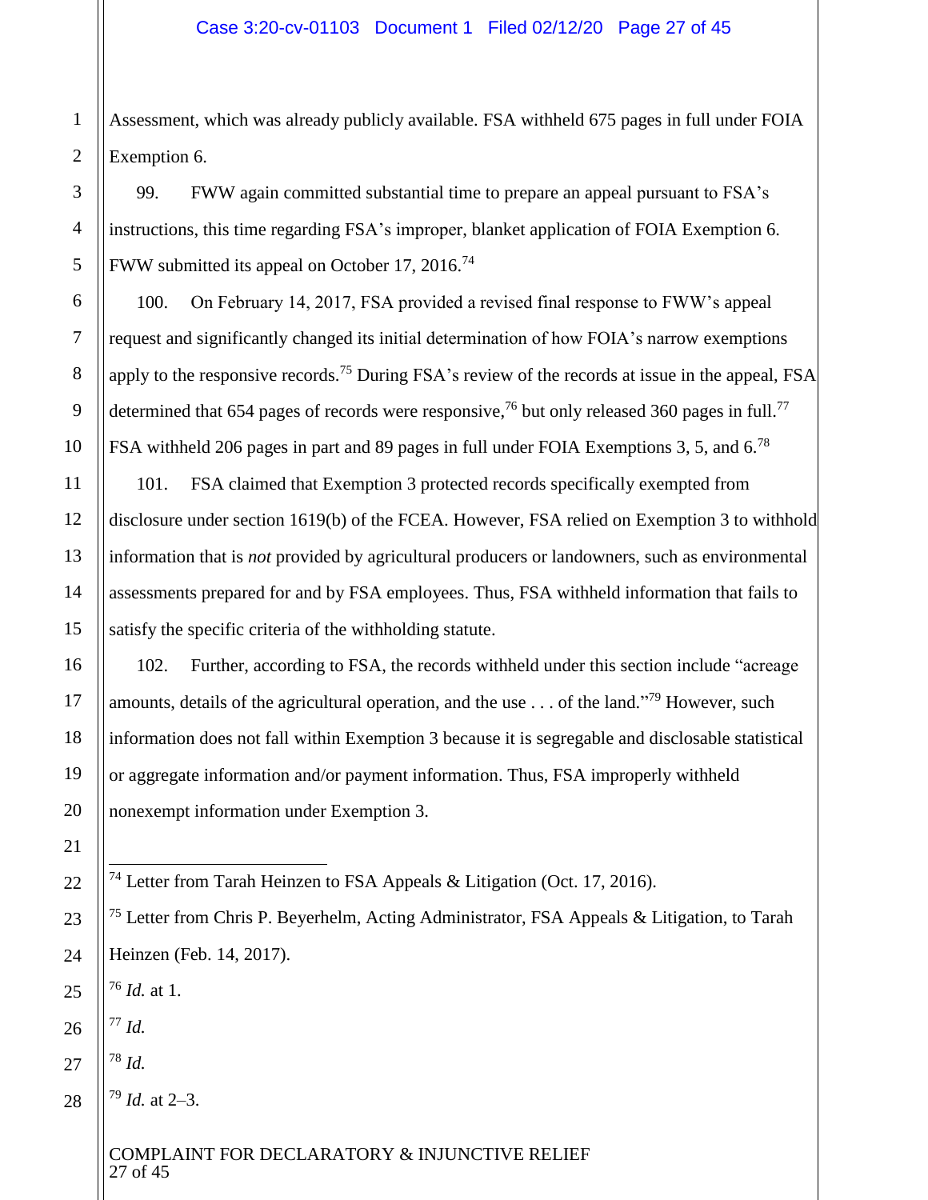Assessment, which was already publicly available. FSA withheld 675 pages in full under FOIA Exemption 6.

99. FWW again committed substantial time to prepare an appeal pursuant to FSA's instructions, this time regarding FSA's improper, blanket application of FOIA Exemption 6. FWW submitted its appeal on October 17, 2016.[74]

100. On February 14, 2017, FSA provided a revised final response to FWW's appeal request and significantly changed its initial determination of how FOIA's narrow exemptions apply to the responsive records.[75] During FSA's review of the records at issue in the appeal, FSA determined that 654 pages of records were responsive,[76] but only released 360 pages in full.[77] FSA withheld 206 pages in part and 89 pages in full under FOIA Exemptions 3, 5, and 6.[78]

101. FSA claimed that Exemption 3 protected records specifically exempted from disclosure under section 1619(b) of the FCEA. However, FSA relied on Exemption 3 to withhold information that is *not* provided by agricultural producers or landowners, such as environmental assessments prepared for and by FSA employees. Thus, FSA withheld information that fails to satisfy the specific criteria of the withholding statute.

102. Further, according to FSA, the records withheld under this section include "acreage amounts, details of the agricultural operation, and the use . . . of the land."[79] However, such information does not fall within Exemption 3 because it is segregable and disclosable statistical or aggregate information and/or payment information. Thus, FSA improperly withheld nonexempt information under Exemption 3.

---

[74] Letter from Tarah Heinzen to FSA Appeals & Litigation (Oct. 17, 2016).

[75] Letter from Chris P. Beyerhelm, Acting Administrator, FSA Appeals & Litigation, to Tarah Heinzen (Feb. 14, 2017).

[76] *Id.* at 1.

[77] *Id.*

[78] *Id.*

[79] *Id.* at 2–3.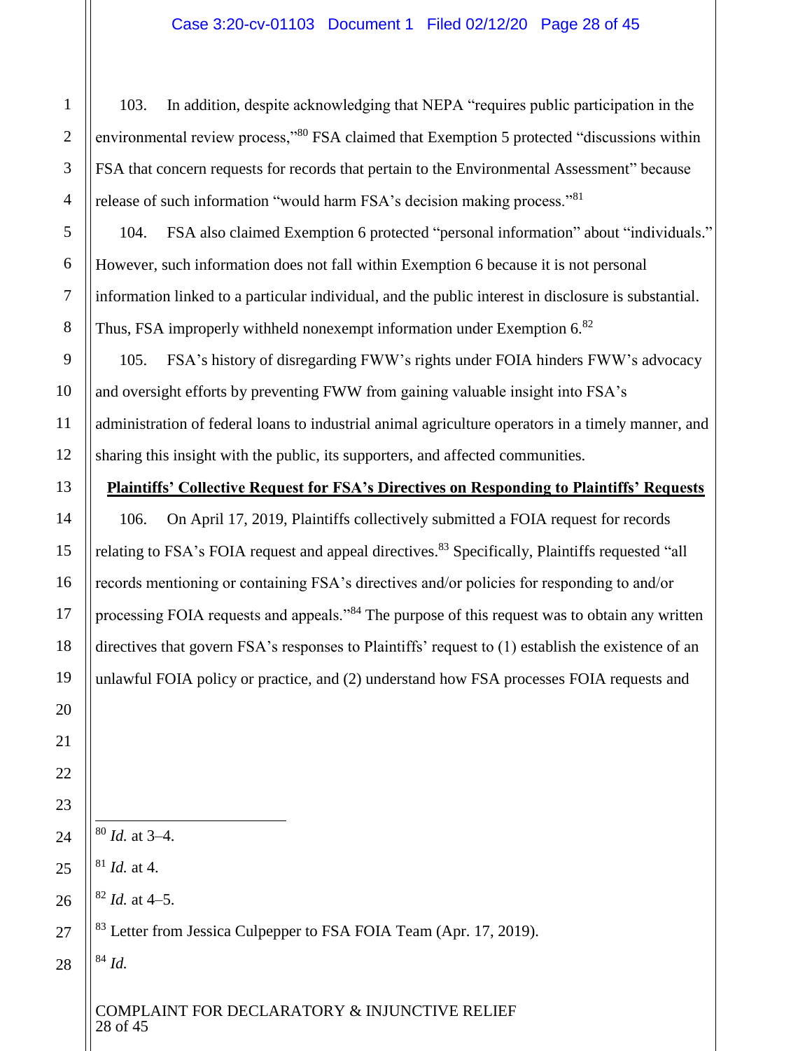103. In addition, despite acknowledging that NEPA "requires public participation in the environmental review process,"[80] FSA claimed that Exemption 5 protected "discussions within FSA that concern requests for records that pertain to the Environmental Assessment" because release of such information "would harm FSA's decision making process."[81]

104. FSA also claimed Exemption 6 protected "personal information" about "individuals." However, such information does not fall within Exemption 6 because it is not personal information linked to a particular individual, and the public interest in disclosure is substantial. Thus, FSA improperly withheld nonexempt information under Exemption 6.[82]

105. FSA's history of disregarding FWW's rights under FOIA hinders FWW's advocacy and oversight efforts by preventing FWW from gaining valuable insight into FSA's administration of federal loans to industrial animal agriculture operators in a timely manner, and sharing this insight with the public, its supporters, and affected communities.

**Plaintiffs' Collective Request for FSA's Directives on Responding to Plaintiffs' Requests**

106. On April 17, 2019, Plaintiffs collectively submitted a FOIA request for records relating to FSA's FOIA request and appeal directives.[83] Specifically, Plaintiffs requested "all records mentioning or containing FSA's directives and/or policies for responding to and/or processing FOIA requests and appeals."[84] The purpose of this request was to obtain any written directives that govern FSA's responses to Plaintiffs' request to (1) establish the existence of an unlawful FOIA policy or practice, and (2) understand how FSA processes FOIA requests and

---

[80] *Id.* at 3–4.

[81] *Id.* at 4.

[82] *Id.* at 4–5.

[83] Letter from Jessica Culpepper to FSA FOIA Team (Apr. 17, 2019).

[84] *Id.*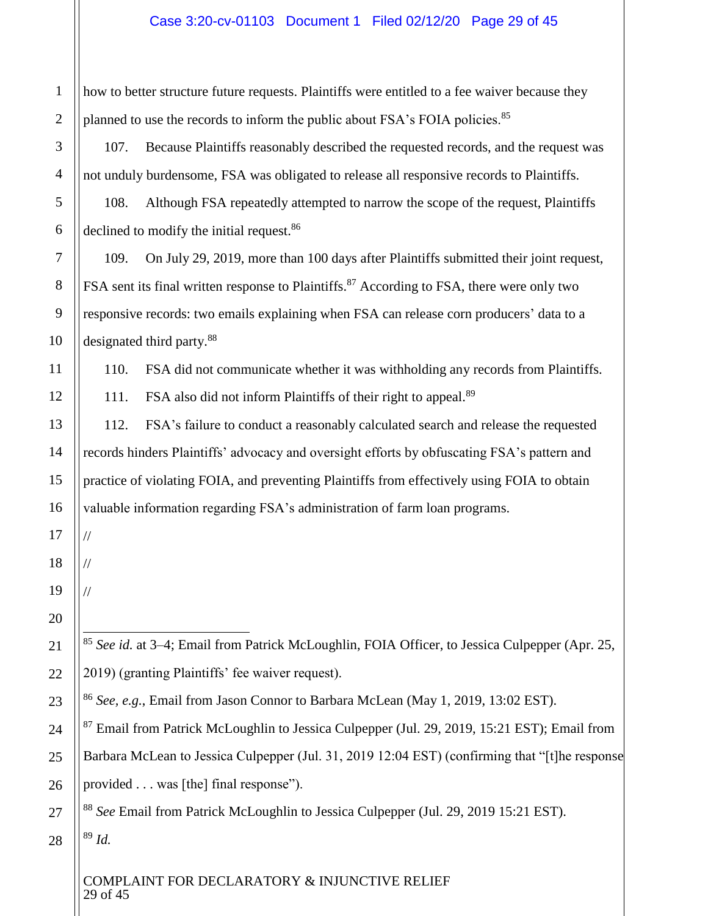how to better structure future requests. Plaintiffs were entitled to a fee waiver because they planned to use the records to inform the public about FSA's FOIA policies.[85]

107. Because Plaintiffs reasonably described the requested records, and the request was not unduly burdensome, FSA was obligated to release all responsive records to Plaintiffs.

108. Although FSA repeatedly attempted to narrow the scope of the request, Plaintiffs declined to modify the initial request.[86]

109. On July 29, 2019, more than 100 days after Plaintiffs submitted their joint request, FSA sent its final written response to Plaintiffs.[87] According to FSA, there were only two responsive records: two emails explaining when FSA can release corn producers' data to a designated third party.[88]

110. FSA did not communicate whether it was withholding any records from Plaintiffs.

111. FSA also did not inform Plaintiffs of their right to appeal.[89]

112. FSA's failure to conduct a reasonably calculated search and release the requested records hinders Plaintiffs' advocacy and oversight efforts by obfuscating FSA's pattern and practice of violating FOIA, and preventing Plaintiffs from effectively using FOIA to obtain valuable information regarding FSA's administration of farm loan programs.

//

//

//

---

[85] *See id.* at 3–4; Email from Patrick McLoughlin, FOIA Officer, to Jessica Culpepper (Apr. 25, 2019) (granting Plaintiffs' fee waiver request).

[86] *See, e.g.*, Email from Jason Connor to Barbara McLean (May 1, 2019, 13:02 EST).

[87] Email from Patrick McLoughlin to Jessica Culpepper (Jul. 29, 2019, 15:21 EST); Email from Barbara McLean to Jessica Culpepper (Jul. 31, 2019 12:04 EST) (confirming that "[t]he response provided . . . was [the] final response").

[88] *See* Email from Patrick McLoughlin to Jessica Culpepper (Jul. 29, 2019 15:21 EST).

[89] *Id.*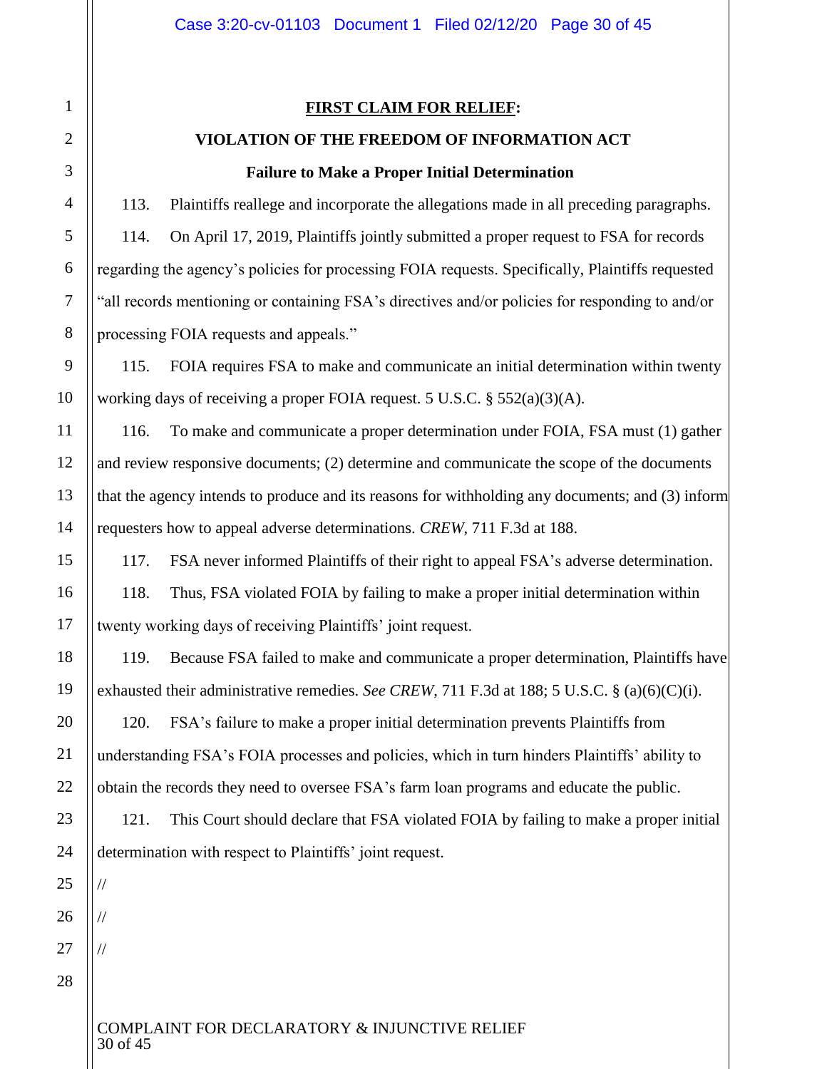**FIRST CLAIM FOR RELIEF:**

**VIOLATION OF THE FREEDOM OF INFORMATION ACT**

**Failure to Make a Proper Initial Determination**

113. Plaintiffs reallege and incorporate the allegations made in all preceding paragraphs.

114. On April 17, 2019, Plaintiffs jointly submitted a proper request to FSA for records regarding the agency's policies for processing FOIA requests. Specifically, Plaintiffs requested "all records mentioning or containing FSA's directives and/or policies for responding to and/or processing FOIA requests and appeals."

115. FOIA requires FSA to make and communicate an initial determination within twenty working days of receiving a proper FOIA request. 5 U.S.C. § 552(a)(3)(A).

116. To make and communicate a proper determination under FOIA, FSA must (1) gather and review responsive documents; (2) determine and communicate the scope of the documents that the agency intends to produce and its reasons for withholding any documents; and (3) inform requesters how to appeal adverse determinations. *CREW*, 711 F.3d at 188.

117. FSA never informed Plaintiffs of their right to appeal FSA's adverse determination.

118. Thus, FSA violated FOIA by failing to make a proper initial determination within twenty working days of receiving Plaintiffs' joint request.

119. Because FSA failed to make and communicate a proper determination, Plaintiffs have exhausted their administrative remedies. *See CREW*, 711 F.3d at 188; 5 U.S.C. § (a)(6)(C)(i).

120. FSA's failure to make a proper initial determination prevents Plaintiffs from understanding FSA's FOIA processes and policies, which in turn hinders Plaintiffs' ability to obtain the records they need to oversee FSA's farm loan programs and educate the public.

121. This Court should declare that FSA violated FOIA by failing to make a proper initial determination with respect to Plaintiffs' joint request.

//

//

//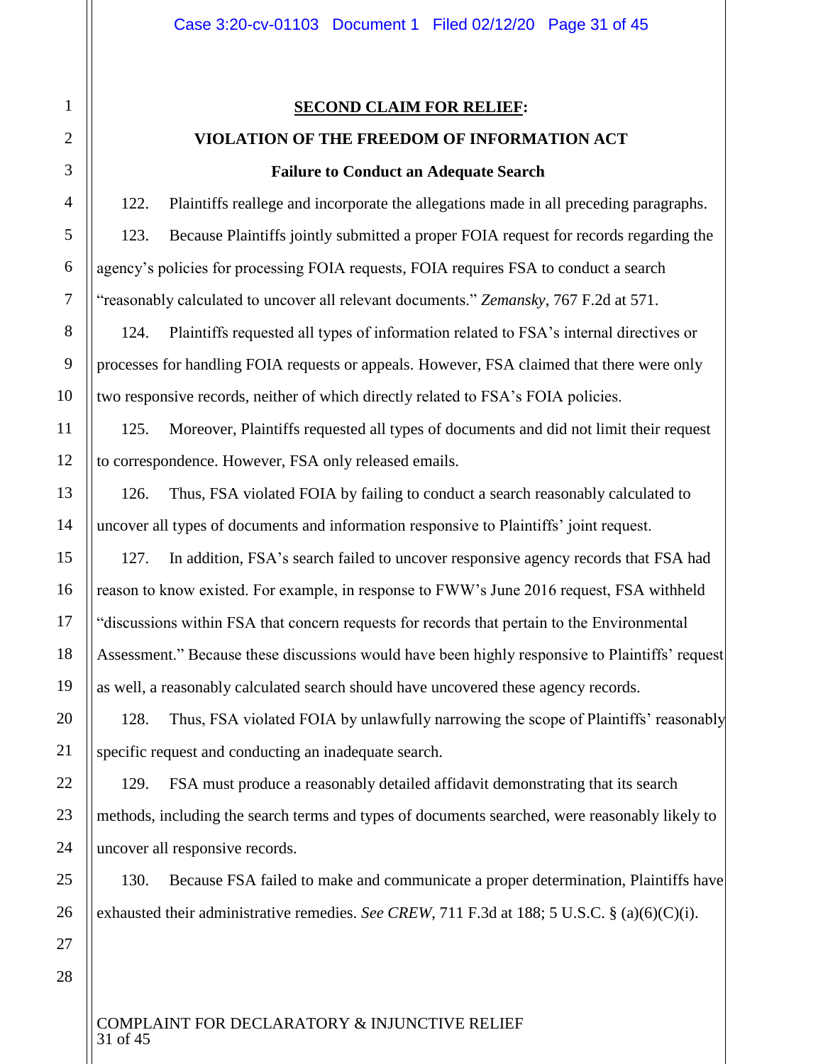**<u>SECOND CLAIM FOR RELIEF</u>:**

**VIOLATION OF THE FREEDOM OF INFORMATION ACT**

**Failure to Conduct an Adequate Search**

122. Plaintiffs reallege and incorporate the allegations made in all preceding paragraphs.

123. Because Plaintiffs jointly submitted a proper FOIA request for records regarding the agency's policies for processing FOIA requests, FOIA requires FSA to conduct a search "reasonably calculated to uncover all relevant documents." *Zemansky*, 767 F.2d at 571.

124. Plaintiffs requested all types of information related to FSA's internal directives or processes for handling FOIA requests or appeals. However, FSA claimed that there were only two responsive records, neither of which directly related to FSA's FOIA policies.

125. Moreover, Plaintiffs requested all types of documents and did not limit their request to correspondence. However, FSA only released emails.

126. Thus, FSA violated FOIA by failing to conduct a search reasonably calculated to uncover all types of documents and information responsive to Plaintiffs' joint request.

127. In addition, FSA's search failed to uncover responsive agency records that FSA had reason to know existed. For example, in response to FWW's June 2016 request, FSA withheld "discussions within FSA that concern requests for records that pertain to the Environmental Assessment." Because these discussions would have been highly responsive to Plaintiffs' request as well, a reasonably calculated search should have uncovered these agency records.

128. Thus, FSA violated FOIA by unlawfully narrowing the scope of Plaintiffs' reasonably specific request and conducting an inadequate search.

129. FSA must produce a reasonably detailed affidavit demonstrating that its search methods, including the search terms and types of documents searched, were reasonably likely to uncover all responsive records.

130. Because FSA failed to make and communicate a proper determination, Plaintiffs have exhausted their administrative remedies. *See CREW*, 711 F.3d at 188; 5 U.S.C. § (a)(6)(C)(i).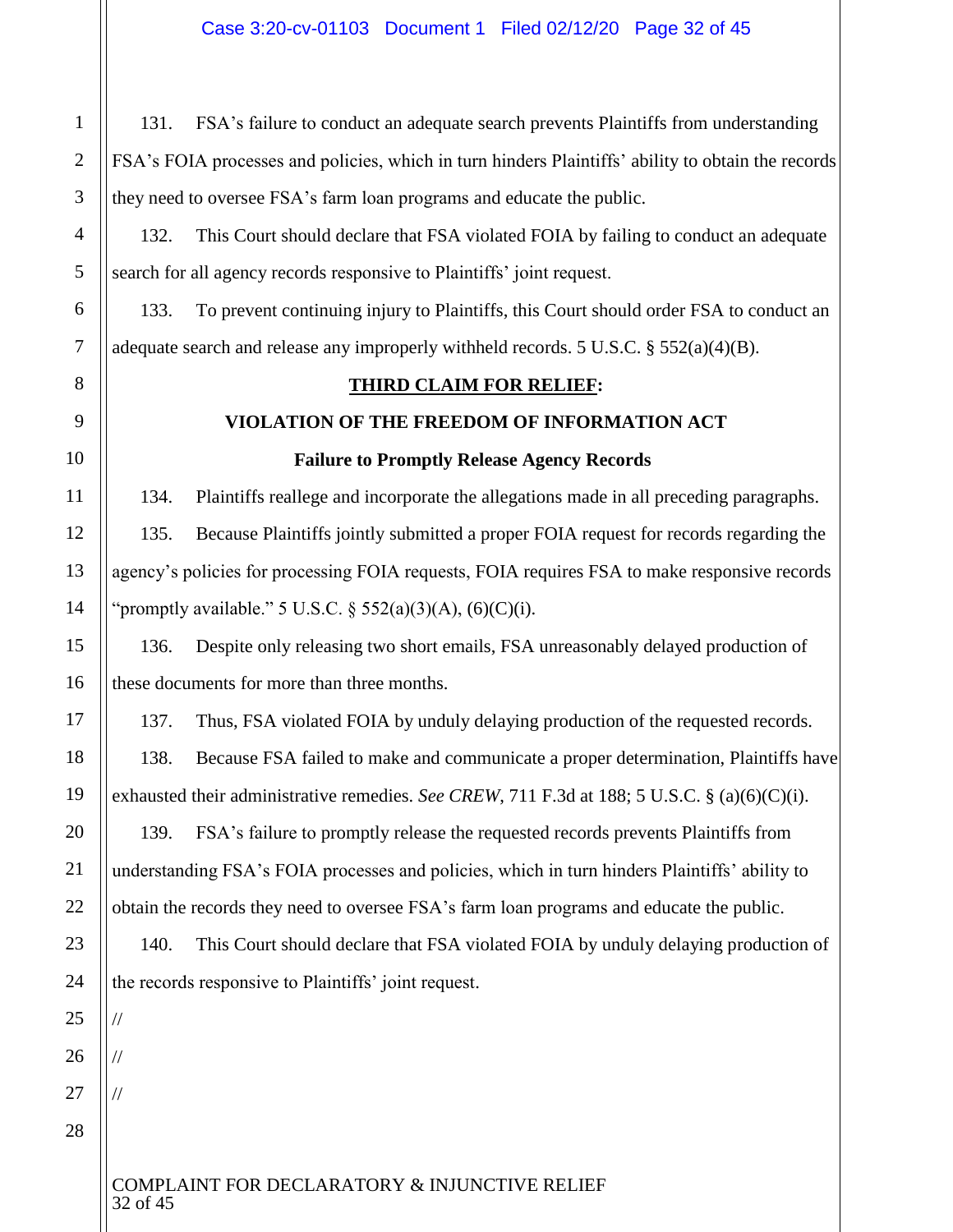131. FSA's failure to conduct an adequate search prevents Plaintiffs from understanding FSA's FOIA processes and policies, which in turn hinders Plaintiffs' ability to obtain the records they need to oversee FSA's farm loan programs and educate the public.

132. This Court should declare that FSA violated FOIA by failing to conduct an adequate search for all agency records responsive to Plaintiffs' joint request.

133. To prevent continuing injury to Plaintiffs, this Court should order FSA to conduct an adequate search and release any improperly withheld records. 5 U.S.C. § 552(a)(4)(B).

## THIRD CLAIM FOR RELIEF:

## VIOLATION OF THE FREEDOM OF INFORMATION ACT

### Failure to Promptly Release Agency Records

134. Plaintiffs reallege and incorporate the allegations made in all preceding paragraphs.

135. Because Plaintiffs jointly submitted a proper FOIA request for records regarding the agency's policies for processing FOIA requests, FOIA requires FSA to make responsive records "promptly available." 5 U.S.C. § 552(a)(3)(A), (6)(C)(i).

136. Despite only releasing two short emails, FSA unreasonably delayed production of these documents for more than three months.

137. Thus, FSA violated FOIA by unduly delaying production of the requested records.

138. Because FSA failed to make and communicate a proper determination, Plaintiffs have exhausted their administrative remedies. *See CREW*, 711 F.3d at 188; 5 U.S.C. § (a)(6)(C)(i).

139. FSA's failure to promptly release the requested records prevents Plaintiffs from understanding FSA's FOIA processes and policies, which in turn hinders Plaintiffs' ability to obtain the records they need to oversee FSA's farm loan programs and educate the public.

140. This Court should declare that FSA violated FOIA by unduly delaying production of the records responsive to Plaintiffs' joint request.

//

//

//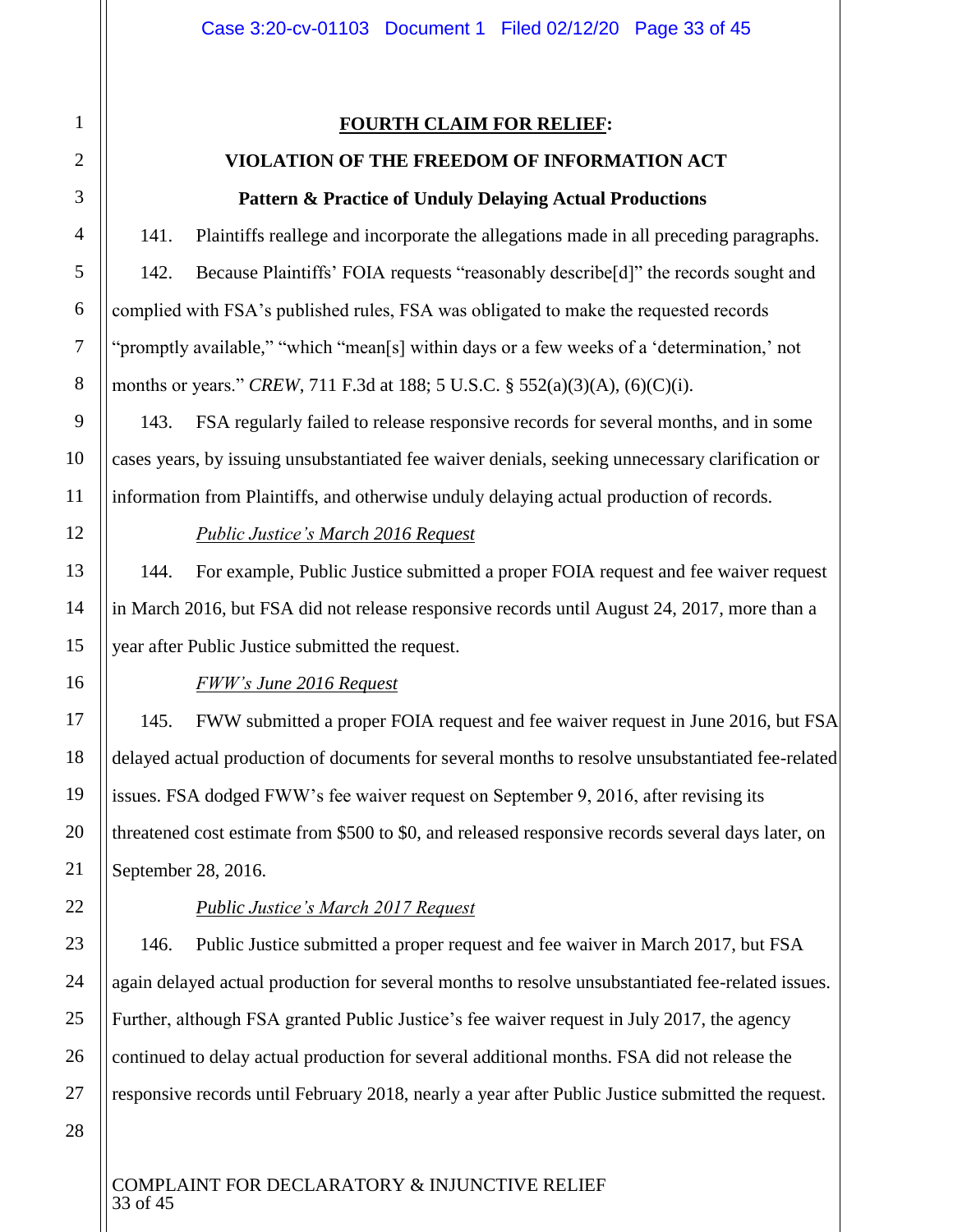**<u>FOURTH CLAIM FOR RELIEF</u>:**

**VIOLATION OF THE FREEDOM OF INFORMATION ACT**

**Pattern & Practice of Unduly Delaying Actual Productions**

141. Plaintiffs reallege and incorporate the allegations made in all preceding paragraphs.

142. Because Plaintiffs' FOIA requests "reasonably describe[d]" the records sought and complied with FSA's published rules, FSA was obligated to make the requested records "promptly available," "which "mean[s] within days or a few weeks of a 'determination,' not months or years." *CREW*, 711 F.3d at 188; 5 U.S.C. § 552(a)(3)(A), (6)(C)(i).

143. FSA regularly failed to release responsive records for several months, and in some cases years, by issuing unsubstantiated fee waiver denials, seeking unnecessary clarification or information from Plaintiffs, and otherwise unduly delaying actual production of records.

*<u>Public Justice's March 2016 Request</u>*

144. For example, Public Justice submitted a proper FOIA request and fee waiver request in March 2016, but FSA did not release responsive records until August 24, 2017, more than a year after Public Justice submitted the request.

*<u>FWW's June 2016 Request</u>*

145. FWW submitted a proper FOIA request and fee waiver request in June 2016, but FSA delayed actual production of documents for several months to resolve unsubstantiated fee-related issues. FSA dodged FWW's fee waiver request on September 9, 2016, after revising its threatened cost estimate from $500 to $0, and released responsive records several days later, on September 28, 2016.

*<u>Public Justice's March 2017 Request</u>*

146. Public Justice submitted a proper request and fee waiver in March 2017, but FSA again delayed actual production for several months to resolve unsubstantiated fee-related issues. Further, although FSA granted Public Justice's fee waiver request in July 2017, the agency continued to delay actual production for several additional months. FSA did not release the responsive records until February 2018, nearly a year after Public Justice submitted the request.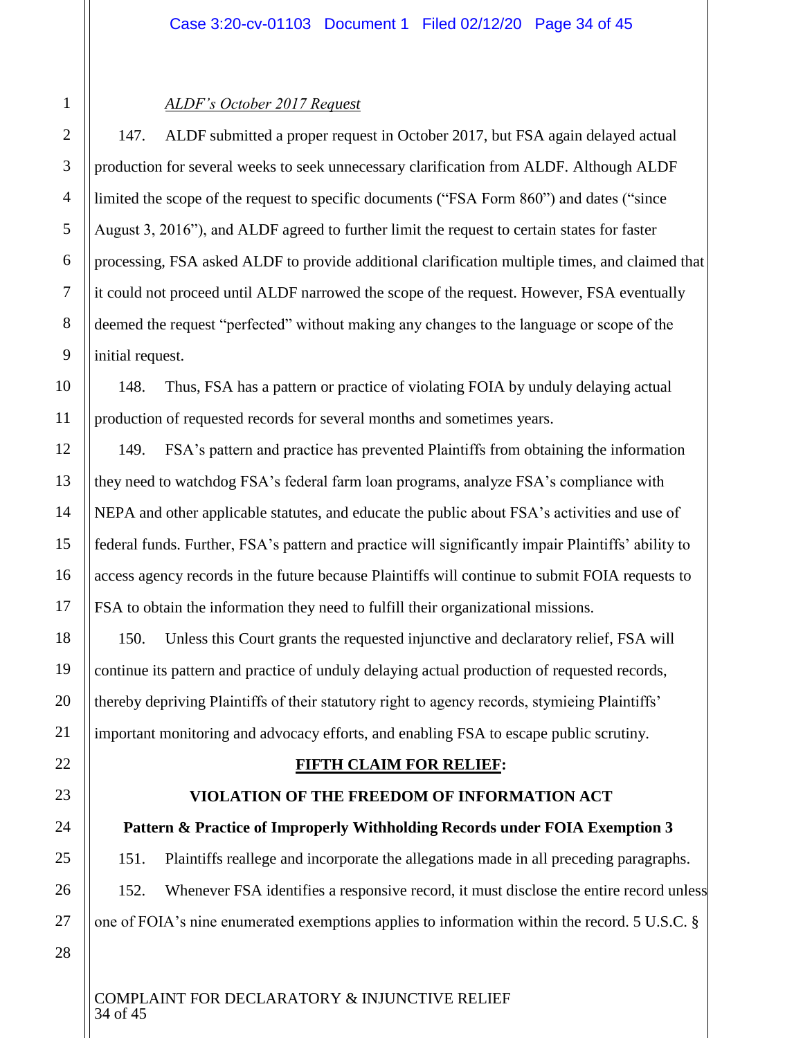*ALDF's October 2017 Request*

147. ALDF submitted a proper request in October 2017, but FSA again delayed actual production for several weeks to seek unnecessary clarification from ALDF. Although ALDF limited the scope of the request to specific documents ("FSA Form 860") and dates ("since August 3, 2016"), and ALDF agreed to further limit the request to certain states for faster processing, FSA asked ALDF to provide additional clarification multiple times, and claimed that it could not proceed until ALDF narrowed the scope of the request. However, FSA eventually deemed the request "perfected" without making any changes to the language or scope of the initial request.

148. Thus, FSA has a pattern or practice of violating FOIA by unduly delaying actual production of requested records for several months and sometimes years.

149. FSA's pattern and practice has prevented Plaintiffs from obtaining the information they need to watchdog FSA's federal farm loan programs, analyze FSA's compliance with NEPA and other applicable statutes, and educate the public about FSA's activities and use of federal funds. Further, FSA's pattern and practice will significantly impair Plaintiffs' ability to access agency records in the future because Plaintiffs will continue to submit FOIA requests to FSA to obtain the information they need to fulfill their organizational missions.

150. Unless this Court grants the requested injunctive and declaratory relief, FSA will continue its pattern and practice of unduly delaying actual production of requested records, thereby depriving Plaintiffs of their statutory right to agency records, stymieing Plaintiffs' important monitoring and advocacy efforts, and enabling FSA to escape public scrutiny.

## **FIFTH CLAIM FOR RELIEF:**

## **VIOLATION OF THE FREEDOM OF INFORMATION ACT**

### **Pattern & Practice of Improperly Withholding Records under FOIA Exemption 3**

151. Plaintiffs reallege and incorporate the allegations made in all preceding paragraphs.

152. Whenever FSA identifies a responsive record, it must disclose the entire record unless one of FOIA's nine enumerated exemptions applies to information within the record. 5 U.S.C. §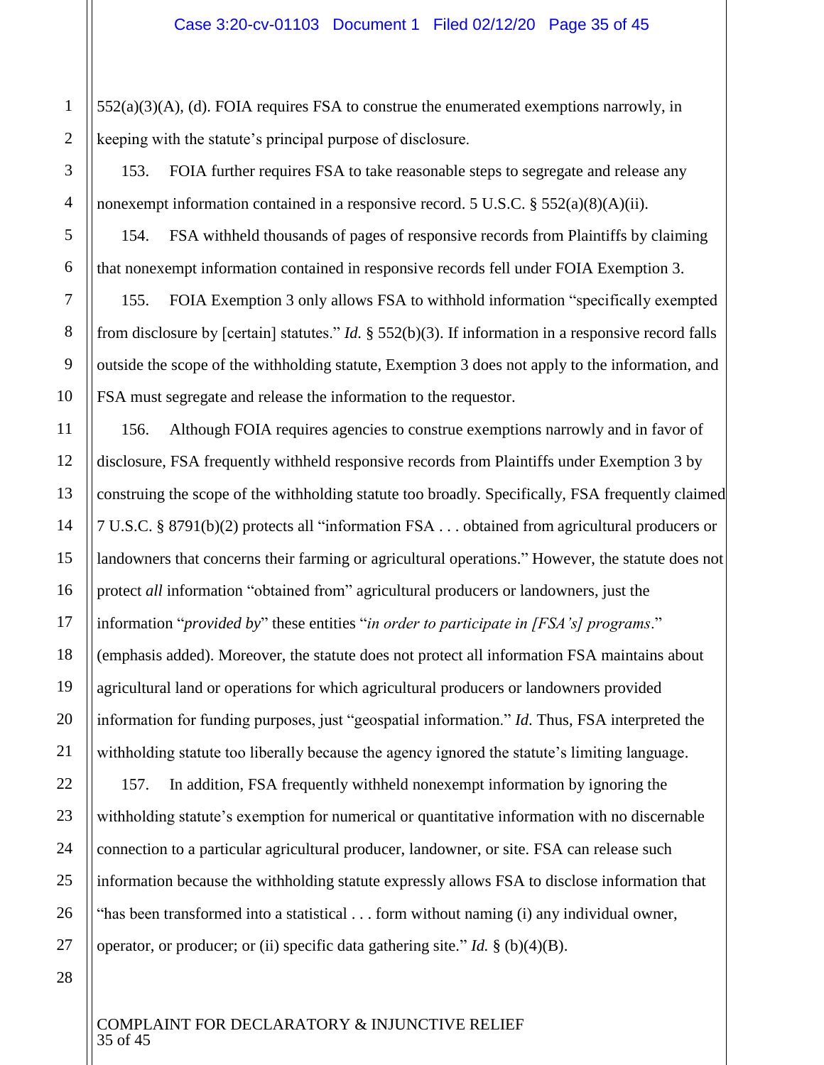552(a)(3)(A), (d). FOIA requires FSA to construe the enumerated exemptions narrowly, in keeping with the statute's principal purpose of disclosure.

153. FOIA further requires FSA to take reasonable steps to segregate and release any nonexempt information contained in a responsive record. 5 U.S.C. § 552(a)(8)(A)(ii).

154. FSA withheld thousands of pages of responsive records from Plaintiffs by claiming that nonexempt information contained in responsive records fell under FOIA Exemption 3.

155. FOIA Exemption 3 only allows FSA to withhold information "specifically exempted from disclosure by [certain] statutes." *Id.* § 552(b)(3). If information in a responsive record falls outside the scope of the withholding statute, Exemption 3 does not apply to the information, and FSA must segregate and release the information to the requestor.

156. Although FOIA requires agencies to construe exemptions narrowly and in favor of disclosure, FSA frequently withheld responsive records from Plaintiffs under Exemption 3 by construing the scope of the withholding statute too broadly. Specifically, FSA frequently claimed 7 U.S.C. § 8791(b)(2) protects all "information FSA . . . obtained from agricultural producers or landowners that concerns their farming or agricultural operations." However, the statute does not protect *all* information "obtained from" agricultural producers or landowners, just the information "*provided by*" these entities "*in order to participate in [FSA's] programs*." (emphasis added). Moreover, the statute does not protect all information FSA maintains about agricultural land or operations for which agricultural producers or landowners provided information for funding purposes, just "geospatial information." *Id.* Thus, FSA interpreted the withholding statute too liberally because the agency ignored the statute's limiting language.

157. In addition, FSA frequently withheld nonexempt information by ignoring the withholding statute's exemption for numerical or quantitative information with no discernable connection to a particular agricultural producer, landowner, or site. FSA can release such information because the withholding statute expressly allows FSA to disclose information that "has been transformed into a statistical . . . form without naming (i) any individual owner, operator, or producer; or (ii) specific data gathering site." *Id.* § (b)(4)(B).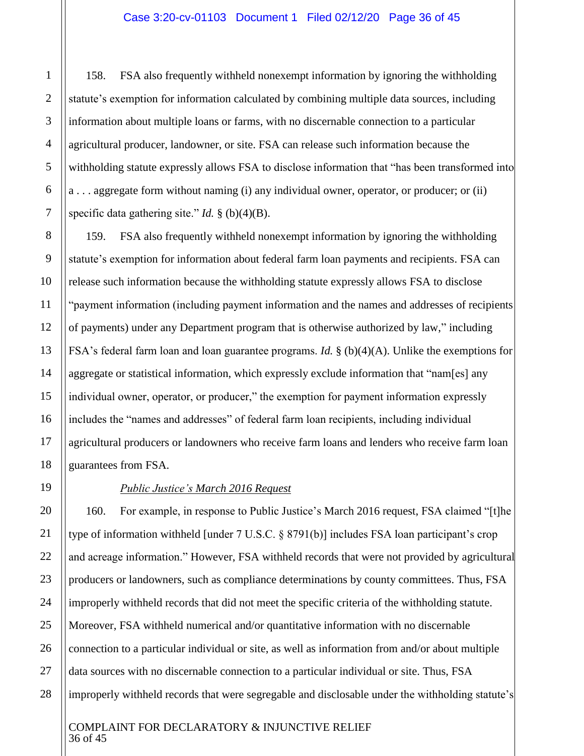158. FSA also frequently withheld nonexempt information by ignoring the withholding statute's exemption for information calculated by combining multiple data sources, including information about multiple loans or farms, with no discernable connection to a particular agricultural producer, landowner, or site. FSA can release such information because the withholding statute expressly allows FSA to disclose information that "has been transformed into a . . . aggregate form without naming (i) any individual owner, operator, or producer; or (ii) specific data gathering site." *Id.* § (b)(4)(B).

159. FSA also frequently withheld nonexempt information by ignoring the withholding statute's exemption for information about federal farm loan payments and recipients. FSA can release such information because the withholding statute expressly allows FSA to disclose "payment information (including payment information and the names and addresses of recipients of payments) under any Department program that is otherwise authorized by law," including FSA's federal farm loan and loan guarantee programs. *Id.* § (b)(4)(A). Unlike the exemptions for aggregate or statistical information, which expressly exclude information that "nam[es] any individual owner, operator, or producer," the exemption for payment information expressly includes the "names and addresses" of federal farm loan recipients, including individual agricultural producers or landowners who receive farm loans and lenders who receive farm loan guarantees from FSA.

*Public Justice's March 2016 Request*

160. For example, in response to Public Justice's March 2016 request, FSA claimed "[t]he type of information withheld [under 7 U.S.C. § 8791(b)] includes FSA loan participant's crop and acreage information." However, FSA withheld records that were not provided by agricultural producers or landowners, such as compliance determinations by county committees. Thus, FSA improperly withheld records that did not meet the specific criteria of the withholding statute. Moreover, FSA withheld numerical and/or quantitative information with no discernable connection to a particular individual or site, as well as information from and/or about multiple data sources with no discernable connection to a particular individual or site. Thus, FSA improperly withheld records that were segregable and disclosable under the withholding statute's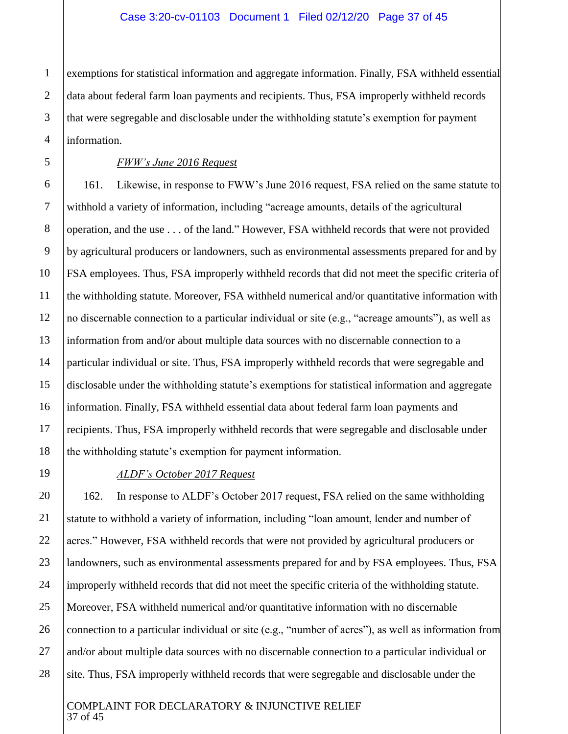exemptions for statistical information and aggregate information. Finally, FSA withheld essential data about federal farm loan payments and recipients. Thus, FSA improperly withheld records that were segregable and disclosable under the withholding statute's exemption for payment information.

*FWW's June 2016 Request*

161. Likewise, in response to FWW's June 2016 request, FSA relied on the same statute to withhold a variety of information, including "acreage amounts, details of the agricultural operation, and the use . . . of the land." However, FSA withheld records that were not provided by agricultural producers or landowners, such as environmental assessments prepared for and by FSA employees. Thus, FSA improperly withheld records that did not meet the specific criteria of the withholding statute. Moreover, FSA withheld numerical and/or quantitative information with no discernable connection to a particular individual or site (e.g., "acreage amounts"), as well as information from and/or about multiple data sources with no discernable connection to a particular individual or site. Thus, FSA improperly withheld records that were segregable and disclosable under the withholding statute's exemptions for statistical information and aggregate information. Finally, FSA withheld essential data about federal farm loan payments and recipients. Thus, FSA improperly withheld records that were segregable and disclosable under the withholding statute's exemption for payment information.

*ALDF's October 2017 Request*

162. In response to ALDF's October 2017 request, FSA relied on the same withholding statute to withhold a variety of information, including "loan amount, lender and number of acres." However, FSA withheld records that were not provided by agricultural producers or landowners, such as environmental assessments prepared for and by FSA employees. Thus, FSA improperly withheld records that did not meet the specific criteria of the withholding statute. Moreover, FSA withheld numerical and/or quantitative information with no discernable connection to a particular individual or site (e.g., "number of acres"), as well as information from and/or about multiple data sources with no discernable connection to a particular individual or site. Thus, FSA improperly withheld records that were segregable and disclosable under the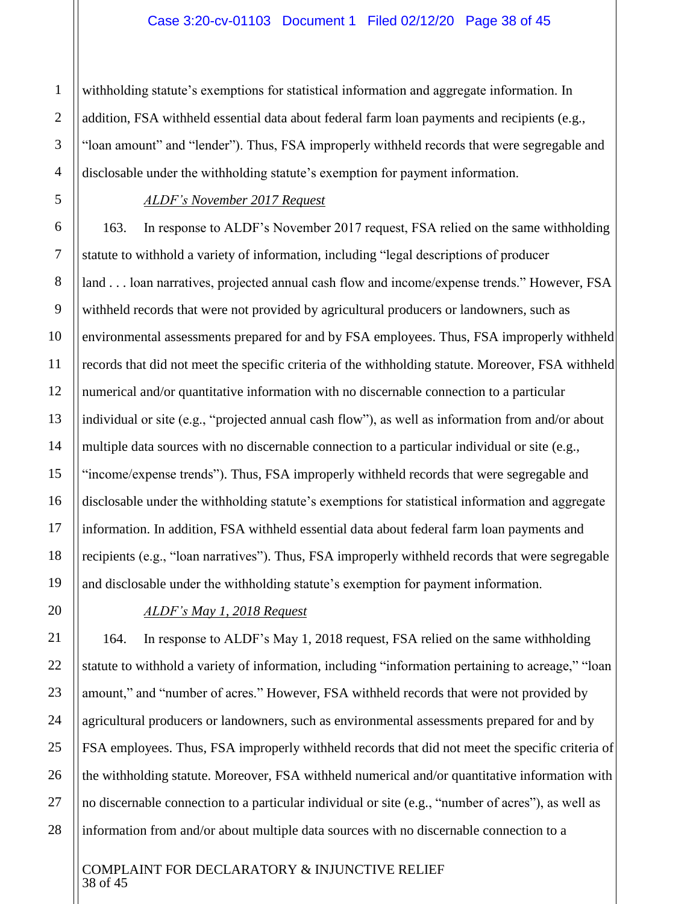withholding statute's exemptions for statistical information and aggregate information. In addition, FSA withheld essential data about federal farm loan payments and recipients (e.g., "loan amount" and "lender"). Thus, FSA improperly withheld records that were segregable and disclosable under the withholding statute's exemption for payment information.

*ALDF's November 2017 Request*

163. In response to ALDF's November 2017 request, FSA relied on the same withholding statute to withhold a variety of information, including "legal descriptions of producer land . . . loan narratives, projected annual cash flow and income/expense trends." However, FSA withheld records that were not provided by agricultural producers or landowners, such as environmental assessments prepared for and by FSA employees. Thus, FSA improperly withheld records that did not meet the specific criteria of the withholding statute. Moreover, FSA withheld numerical and/or quantitative information with no discernable connection to a particular individual or site (e.g., "projected annual cash flow"), as well as information from and/or about multiple data sources with no discernable connection to a particular individual or site (e.g., "income/expense trends"). Thus, FSA improperly withheld records that were segregable and disclosable under the withholding statute's exemptions for statistical information and aggregate information. In addition, FSA withheld essential data about federal farm loan payments and recipients (e.g., "loan narratives"). Thus, FSA improperly withheld records that were segregable and disclosable under the withholding statute's exemption for payment information.

*ALDF's May 1, 2018 Request*

164. In response to ALDF's May 1, 2018 request, FSA relied on the same withholding statute to withhold a variety of information, including "information pertaining to acreage," "loan amount," and "number of acres." However, FSA withheld records that were not provided by agricultural producers or landowners, such as environmental assessments prepared for and by FSA employees. Thus, FSA improperly withheld records that did not meet the specific criteria of the withholding statute. Moreover, FSA withheld numerical and/or quantitative information with no discernable connection to a particular individual or site (e.g., "number of acres"), as well as information from and/or about multiple data sources with no discernable connection to a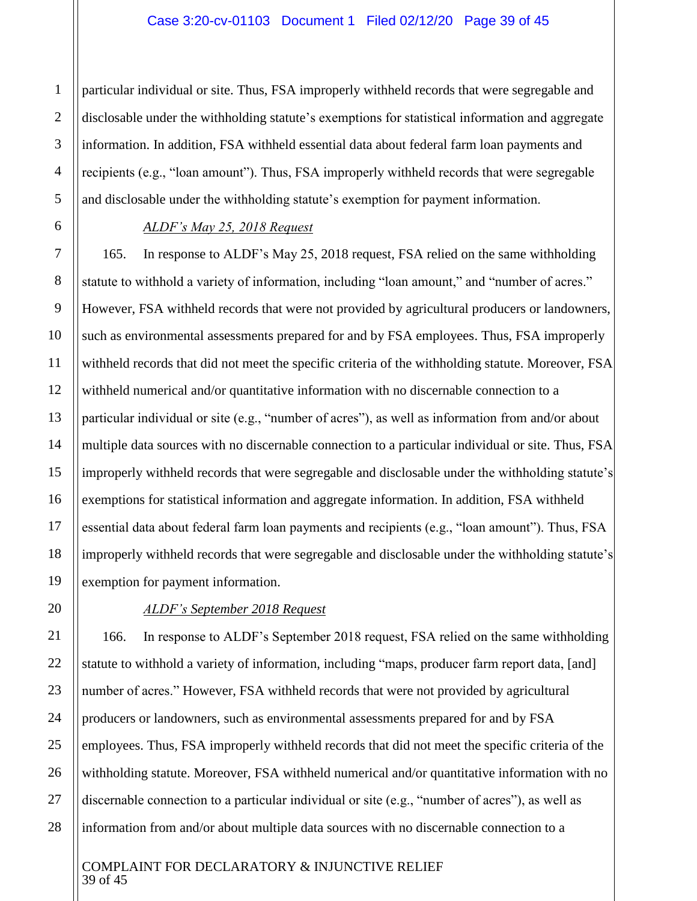particular individual or site. Thus, FSA improperly withheld records that were segregable and disclosable under the withholding statute's exemptions for statistical information and aggregate information. In addition, FSA withheld essential data about federal farm loan payments and recipients (e.g., "loan amount"). Thus, FSA improperly withheld records that were segregable and disclosable under the withholding statute's exemption for payment information.

*<u>ALDF's May 25, 2018 Request</u>*

165. In response to ALDF's May 25, 2018 request, FSA relied on the same withholding statute to withhold a variety of information, including "loan amount," and "number of acres." However, FSA withheld records that were not provided by agricultural producers or landowners, such as environmental assessments prepared for and by FSA employees. Thus, FSA improperly withheld records that did not meet the specific criteria of the withholding statute. Moreover, FSA withheld numerical and/or quantitative information with no discernable connection to a particular individual or site (e.g., "number of acres"), as well as information from and/or about multiple data sources with no discernable connection to a particular individual or site. Thus, FSA improperly withheld records that were segregable and disclosable under the withholding statute's exemptions for statistical information and aggregate information. In addition, FSA withheld essential data about federal farm loan payments and recipients (e.g., "loan amount"). Thus, FSA improperly withheld records that were segregable and disclosable under the withholding statute's exemption for payment information.

*<u>ALDF's September 2018 Request</u>*

166. In response to ALDF's September 2018 request, FSA relied on the same withholding statute to withhold a variety of information, including "maps, producer farm report data, [and] number of acres." However, FSA withheld records that were not provided by agricultural producers or landowners, such as environmental assessments prepared for and by FSA employees. Thus, FSA improperly withheld records that did not meet the specific criteria of the withholding statute. Moreover, FSA withheld numerical and/or quantitative information with no discernable connection to a particular individual or site (e.g., "number of acres"), as well as information from and/or about multiple data sources with no discernable connection to a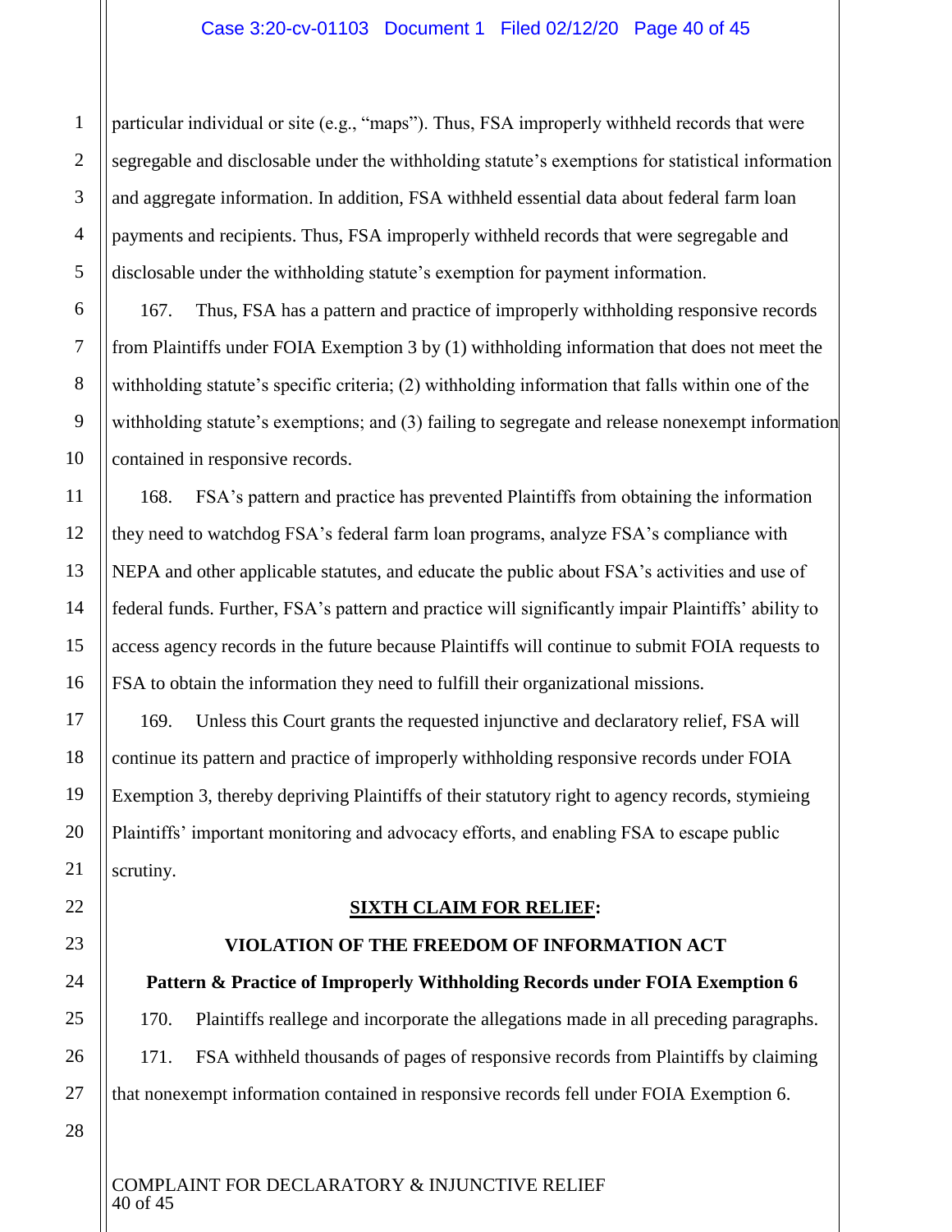particular individual or site (e.g., "maps"). Thus, FSA improperly withheld records that were segregable and disclosable under the withholding statute's exemptions for statistical information and aggregate information. In addition, FSA withheld essential data about federal farm loan payments and recipients. Thus, FSA improperly withheld records that were segregable and disclosable under the withholding statute's exemption for payment information.

167. Thus, FSA has a pattern and practice of improperly withholding responsive records from Plaintiffs under FOIA Exemption 3 by (1) withholding information that does not meet the withholding statute's specific criteria; (2) withholding information that falls within one of the withholding statute's exemptions; and (3) failing to segregate and release nonexempt information contained in responsive records.

168. FSA's pattern and practice has prevented Plaintiffs from obtaining the information they need to watchdog FSA's federal farm loan programs, analyze FSA's compliance with NEPA and other applicable statutes, and educate the public about FSA's activities and use of federal funds. Further, FSA's pattern and practice will significantly impair Plaintiffs' ability to access agency records in the future because Plaintiffs will continue to submit FOIA requests to FSA to obtain the information they need to fulfill their organizational missions.

169. Unless this Court grants the requested injunctive and declaratory relief, FSA will continue its pattern and practice of improperly withholding responsive records under FOIA Exemption 3, thereby depriving Plaintiffs of their statutory right to agency records, stymieing Plaintiffs' important monitoring and advocacy efforts, and enabling FSA to escape public scrutiny.

## <u>SIXTH CLAIM FOR RELIEF</u>:

## VIOLATION OF THE FREEDOM OF INFORMATION ACT

### Pattern & Practice of Improperly Withholding Records under FOIA Exemption 6

170. Plaintiffs reallege and incorporate the allegations made in all preceding paragraphs.

171. FSA withheld thousands of pages of responsive records from Plaintiffs by claiming that nonexempt information contained in responsive records fell under FOIA Exemption 6.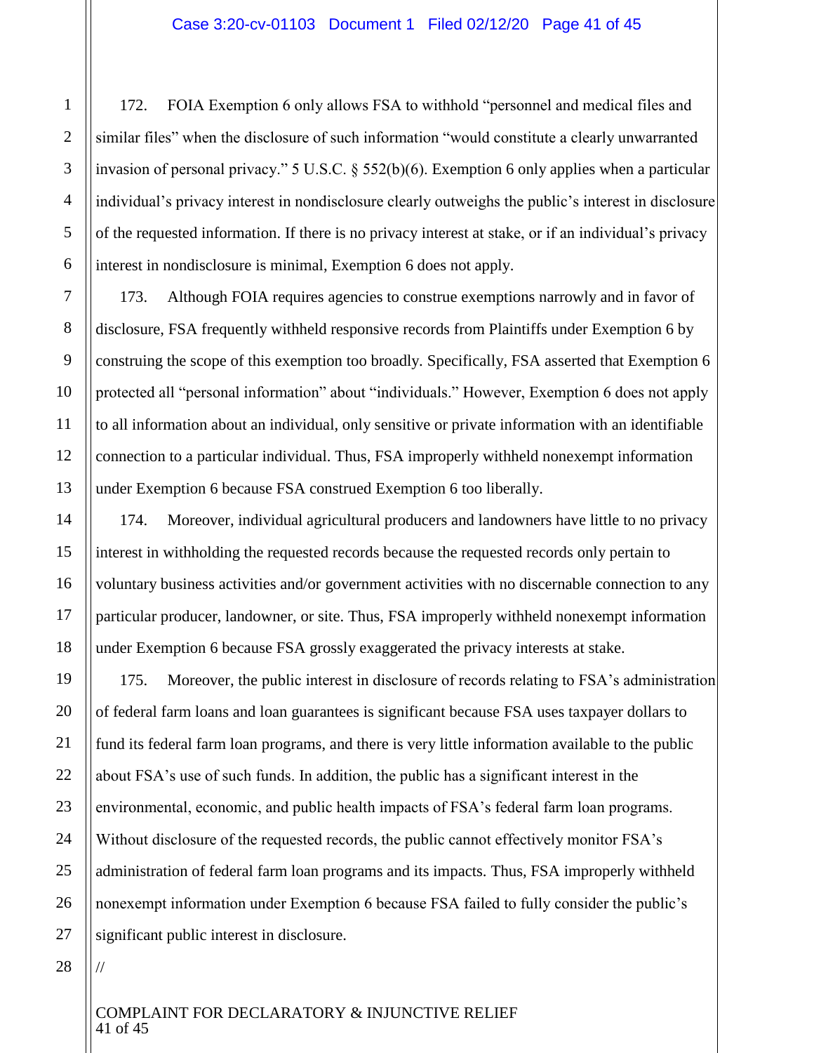172. FOIA Exemption 6 only allows FSA to withhold "personnel and medical files and similar files" when the disclosure of such information "would constitute a clearly unwarranted invasion of personal privacy." 5 U.S.C. § 552(b)(6). Exemption 6 only applies when a particular individual's privacy interest in nondisclosure clearly outweighs the public's interest in disclosure of the requested information. If there is no privacy interest at stake, or if an individual's privacy interest in nondisclosure is minimal, Exemption 6 does not apply.

173. Although FOIA requires agencies to construe exemptions narrowly and in favor of disclosure, FSA frequently withheld responsive records from Plaintiffs under Exemption 6 by construing the scope of this exemption too broadly. Specifically, FSA asserted that Exemption 6 protected all "personal information" about "individuals." However, Exemption 6 does not apply to all information about an individual, only sensitive or private information with an identifiable connection to a particular individual. Thus, FSA improperly withheld nonexempt information under Exemption 6 because FSA construed Exemption 6 too liberally.

174. Moreover, individual agricultural producers and landowners have little to no privacy interest in withholding the requested records because the requested records only pertain to voluntary business activities and/or government activities with no discernable connection to any particular producer, landowner, or site. Thus, FSA improperly withheld nonexempt information under Exemption 6 because FSA grossly exaggerated the privacy interests at stake.

175. Moreover, the public interest in disclosure of records relating to FSA's administration of federal farm loans and loan guarantees is significant because FSA uses taxpayer dollars to fund its federal farm loan programs, and there is very little information available to the public about FSA's use of such funds. In addition, the public has a significant interest in the environmental, economic, and public health impacts of FSA's federal farm loan programs. Without disclosure of the requested records, the public cannot effectively monitor FSA's administration of federal farm loan programs and its impacts. Thus, FSA improperly withheld nonexempt information under Exemption 6 because FSA failed to fully consider the public's significant public interest in disclosure.

//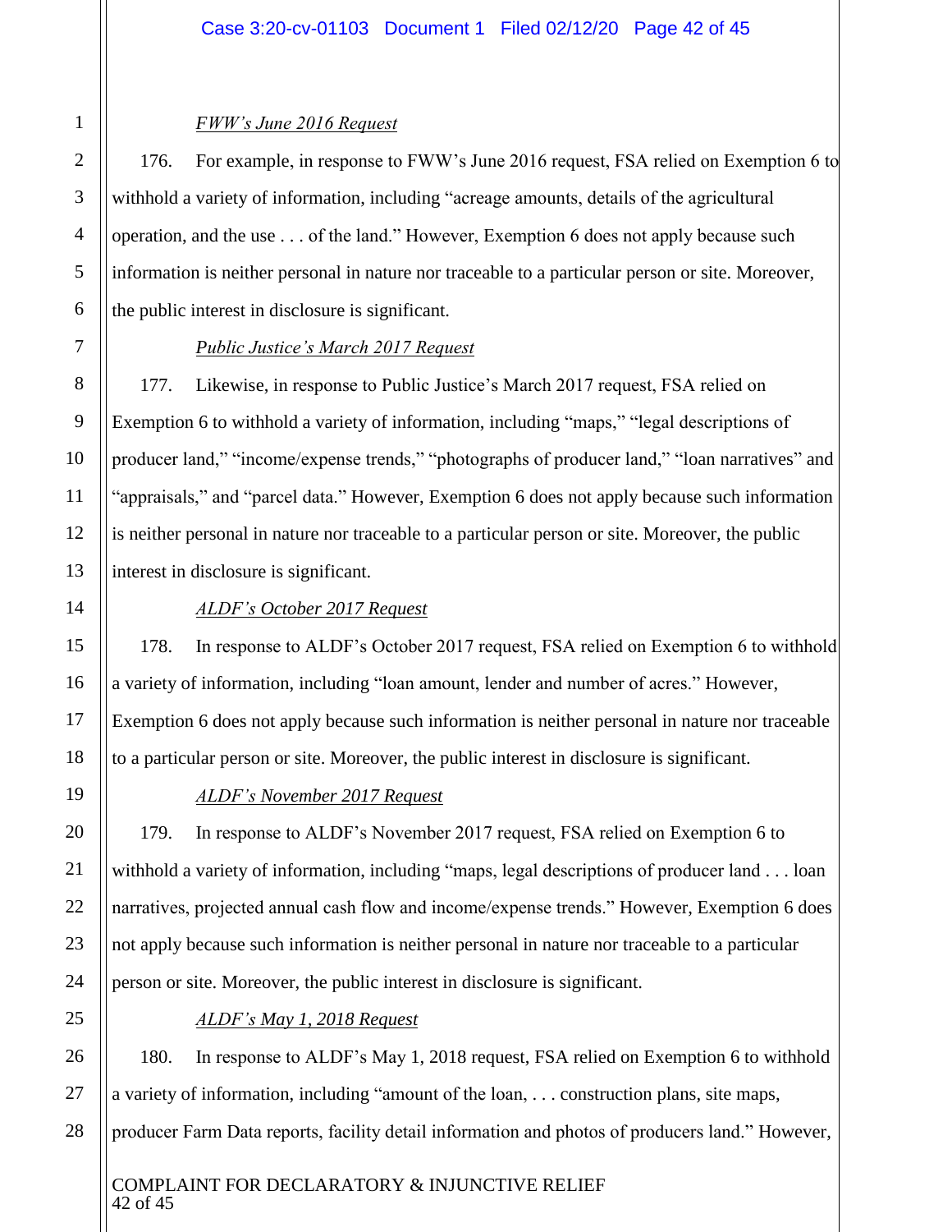*FWW's June 2016 Request*

176. For example, in response to FWW's June 2016 request, FSA relied on Exemption 6 to withhold a variety of information, including "acreage amounts, details of the agricultural operation, and the use . . . of the land." However, Exemption 6 does not apply because such information is neither personal in nature nor traceable to a particular person or site. Moreover, the public interest in disclosure is significant.

*Public Justice's March 2017 Request*

177. Likewise, in response to Public Justice's March 2017 request, FSA relied on Exemption 6 to withhold a variety of information, including "maps," "legal descriptions of producer land," "income/expense trends," "photographs of producer land," "loan narratives" and "appraisals," and "parcel data." However, Exemption 6 does not apply because such information is neither personal in nature nor traceable to a particular person or site. Moreover, the public interest in disclosure is significant.

*ALDF's October 2017 Request*

178. In response to ALDF's October 2017 request, FSA relied on Exemption 6 to withhold a variety of information, including "loan amount, lender and number of acres." However, Exemption 6 does not apply because such information is neither personal in nature nor traceable to a particular person or site. Moreover, the public interest in disclosure is significant.

*ALDF's November 2017 Request*

179. In response to ALDF's November 2017 request, FSA relied on Exemption 6 to withhold a variety of information, including "maps, legal descriptions of producer land . . . loan narratives, projected annual cash flow and income/expense trends." However, Exemption 6 does not apply because such information is neither personal in nature nor traceable to a particular person or site. Moreover, the public interest in disclosure is significant.

*ALDF's May 1, 2018 Request*

180. In response to ALDF's May 1, 2018 request, FSA relied on Exemption 6 to withhold a variety of information, including "amount of the loan, . . . construction plans, site maps, producer Farm Data reports, facility detail information and photos of producers land." However,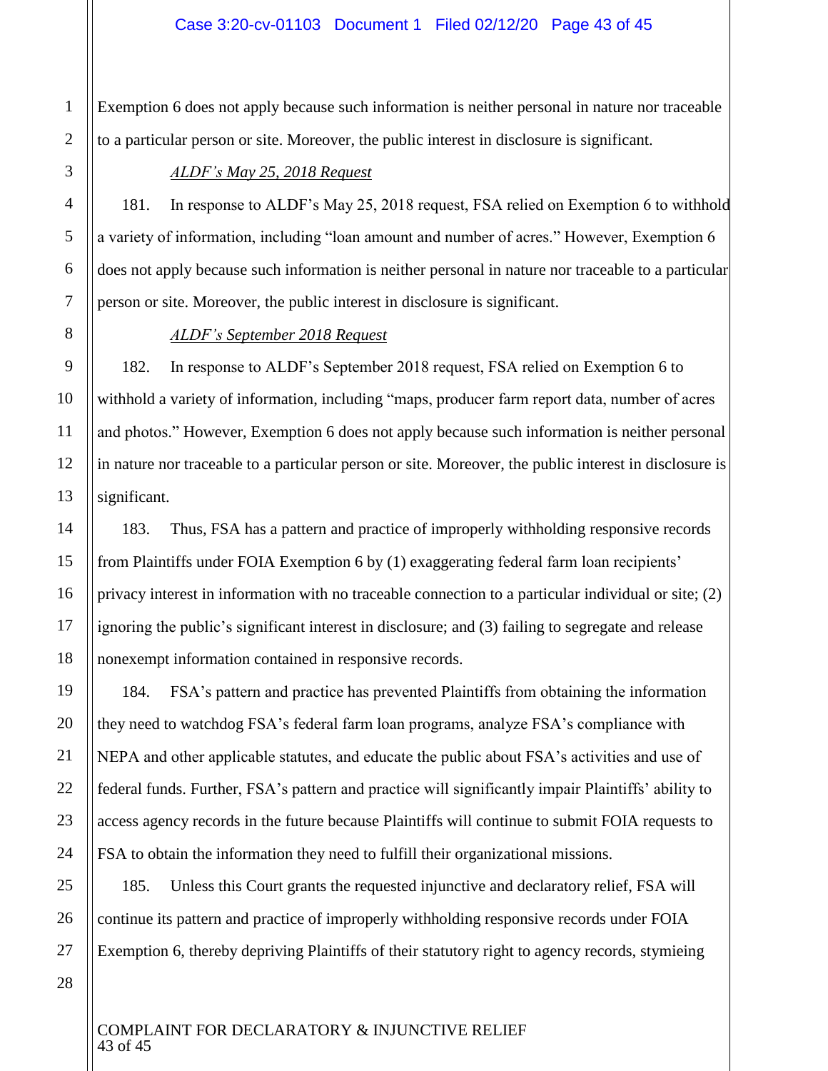Exemption 6 does not apply because such information is neither personal in nature nor traceable to a particular person or site. Moreover, the public interest in disclosure is significant.

*ALDF's May 25, 2018 Request*

181. In response to ALDF's May 25, 2018 request, FSA relied on Exemption 6 to withhold a variety of information, including "loan amount and number of acres." However, Exemption 6 does not apply because such information is neither personal in nature nor traceable to a particular person or site. Moreover, the public interest in disclosure is significant.

*ALDF's September 2018 Request*

182. In response to ALDF's September 2018 request, FSA relied on Exemption 6 to withhold a variety of information, including "maps, producer farm report data, number of acres and photos." However, Exemption 6 does not apply because such information is neither personal in nature nor traceable to a particular person or site. Moreover, the public interest in disclosure is significant.

183. Thus, FSA has a pattern and practice of improperly withholding responsive records from Plaintiffs under FOIA Exemption 6 by (1) exaggerating federal farm loan recipients' privacy interest in information with no traceable connection to a particular individual or site; (2) ignoring the public's significant interest in disclosure; and (3) failing to segregate and release nonexempt information contained in responsive records.

184. FSA's pattern and practice has prevented Plaintiffs from obtaining the information they need to watchdog FSA's federal farm loan programs, analyze FSA's compliance with NEPA and other applicable statutes, and educate the public about FSA's activities and use of federal funds. Further, FSA's pattern and practice will significantly impair Plaintiffs' ability to access agency records in the future because Plaintiffs will continue to submit FOIA requests to FSA to obtain the information they need to fulfill their organizational missions.

185. Unless this Court grants the requested injunctive and declaratory relief, FSA will continue its pattern and practice of improperly withholding responsive records under FOIA Exemption 6, thereby depriving Plaintiffs of their statutory right to agency records, stymieing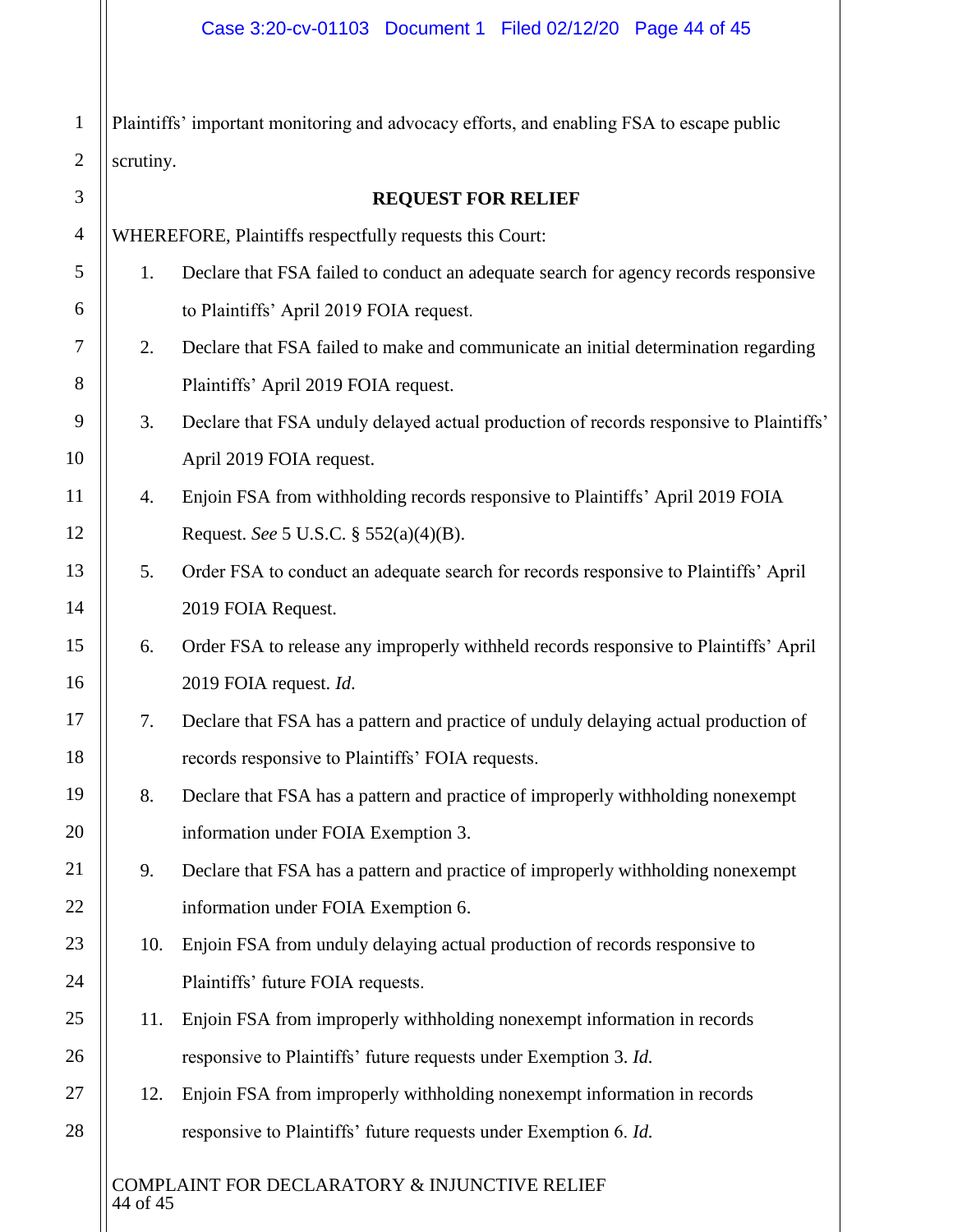Plaintiffs' important monitoring and advocacy efforts, and enabling FSA to escape public scrutiny.

**REQUEST FOR RELIEF**

WHEREFORE, Plaintiffs respectfully requests this Court:

1. Declare that FSA failed to conduct an adequate search for agency records responsive to Plaintiffs' April 2019 FOIA request.
2. Declare that FSA failed to make and communicate an initial determination regarding Plaintiffs' April 2019 FOIA request.
3. Declare that FSA unduly delayed actual production of records responsive to Plaintiffs' April 2019 FOIA request.
4. Enjoin FSA from withholding records responsive to Plaintiffs' April 2019 FOIA Request. *See* 5 U.S.C. § 552(a)(4)(B).
5. Order FSA to conduct an adequate search for records responsive to Plaintiffs' April 2019 FOIA Request.
6. Order FSA to release any improperly withheld records responsive to Plaintiffs' April 2019 FOIA request. *Id*.
7. Declare that FSA has a pattern and practice of unduly delaying actual production of records responsive to Plaintiffs' FOIA requests.
8. Declare that FSA has a pattern and practice of improperly withholding nonexempt information under FOIA Exemption 3.
9. Declare that FSA has a pattern and practice of improperly withholding nonexempt information under FOIA Exemption 6.
10. Enjoin FSA from unduly delaying actual production of records responsive to Plaintiffs' future FOIA requests.
11. Enjoin FSA from improperly withholding nonexempt information in records responsive to Plaintiffs' future requests under Exemption 3. *Id.*
12. Enjoin FSA from improperly withholding nonexempt information in records responsive to Plaintiffs' future requests under Exemption 6. *Id.*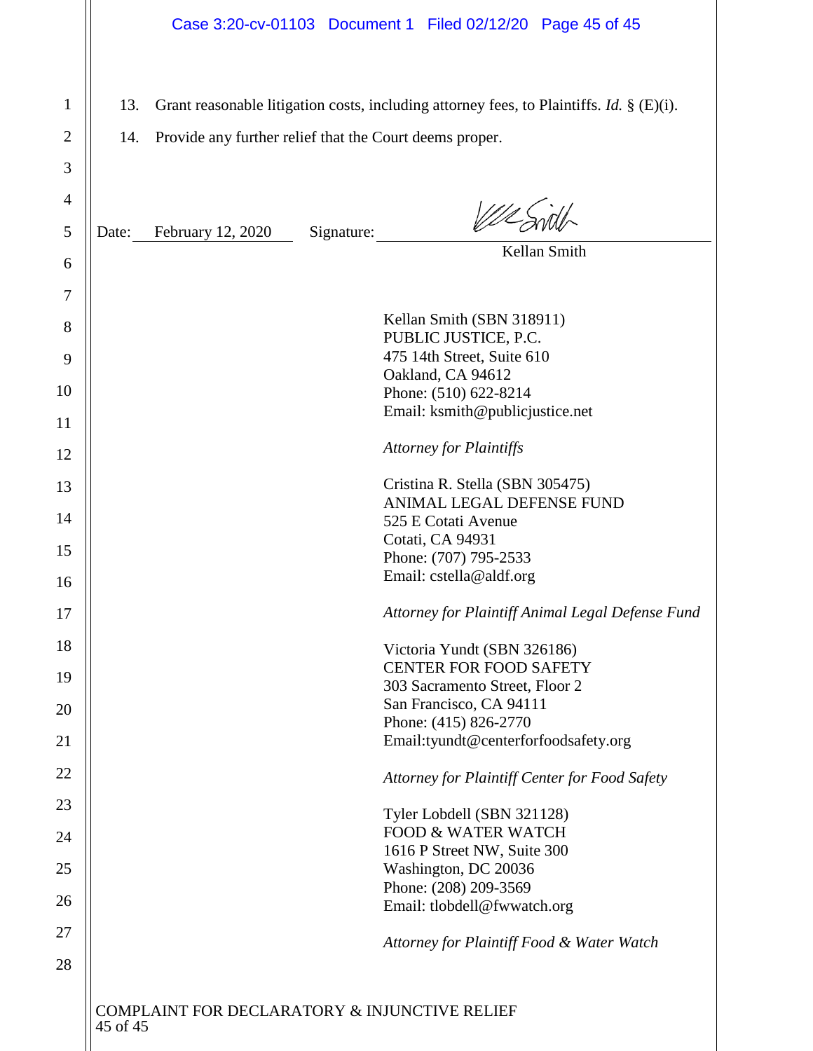13. Grant reasonable litigation costs, including attorney fees, to Plaintiffs. *Id.* § (E)(i).

14. Provide any further relief that the Court deems proper.

Date: February 12, 2020 Signature: ______________________

Kellan Smith

Kellan Smith (SBN 318911)
PUBLIC JUSTICE, P.C.
475 14th Street, Suite 610
Oakland, CA 94612
Phone: (510) 622-8214
Email: ksmith@publicjustice.net

*Attorney for Plaintiffs*

Cristina R. Stella (SBN 305475)
ANIMAL LEGAL DEFENSE FUND
525 E Cotati Avenue
Cotati, CA 94931
Phone: (707) 795-2533
Email: cstella@aldf.org

*Attorney for Plaintiff Animal Legal Defense Fund*

Victoria Yundt (SBN 326186)
CENTER FOR FOOD SAFETY
303 Sacramento Street, Floor 2
San Francisco, CA 94111
Phone: (415) 826-2770
Email:tyundt@centerforfoodsafety.org

*Attorney for Plaintiff Center for Food Safety*

Tyler Lobdell (SBN 321128)
FOOD & WATER WATCH
1616 P Street NW, Suite 300
Washington, DC 20036
Phone: (208) 209-3569
Email: tlobdell@fwwatch.org

*Attorney for Plaintiff Food & Water Watch*

COMPLAINT FOR DECLARATORY & INJUNCTIVE RELIEF